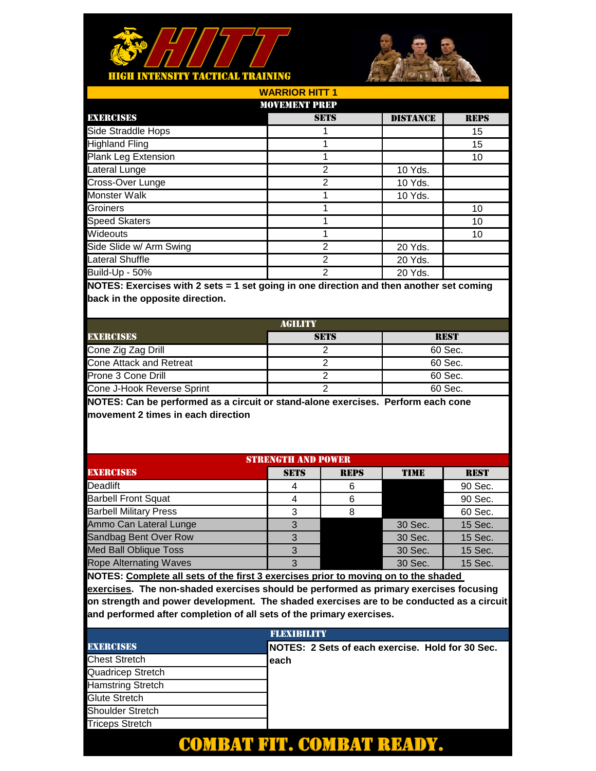# HITT

## HIGH INTENSITY TACTICAL TRAINING

### WARRIOR HITT 1

#### MOVEMENT PREP

| EXERCISES | SETS | DISTANCE | REPS |
|---|---|---|---|
| Side Straddle Hops | 1 | | 15 |
| Highland Fling | 1 | | 15 |
| Plank Leg Extension | 1 | | 10 |
| Lateral Lunge | 2 | 10 Yds. | |
| Cross-Over Lunge | 2 | 10 Yds. | |
| Monster Walk | 1 | 10 Yds. | |
| Groiners | 1 | | 10 |
| Speed Skaters | 1 | | 10 |
| Wideouts | 1 | | 10 |
| Side Slide w/ Arm Swing | 2 | 20 Yds. | |
| Lateral Shuffle | 2 | 20 Yds. | |
| Build-Up - 50% | 2 | 20 Yds. | |

**NOTES: Exercises with 2 sets = 1 set going in one direction and then another set coming back in the opposite direction.**

#### AGILITY

| EXERCISES | SETS | REST |
|---|---|---|
| Cone Zig Zag Drill | 2 | 60 Sec. |
| Cone Attack and Retreat | 2 | 60 Sec. |
| Prone 3 Cone Drill | 2 | 60 Sec. |
| Cone J-Hook Reverse Sprint | 2 | 60 Sec. |

**NOTES: Can be performed as a circuit or stand-alone exercises. Perform each cone movement 2 times in each direction**

#### STRENGTH AND POWER

| EXERCISES | SETS | REPS | TIME | REST |
|---|---|---|---|---|
| Deadlift | 4 | 6 | | 90 Sec. |
| Barbell Front Squat | 4 | 6 | | 90 Sec. |
| Barbell Military Press | 3 | 8 | | 60 Sec. |
| Ammo Can Lateral Lunge | 3 | | 30 Sec. | 15 Sec. |
| Sandbag Bent Over Row | 3 | | 30 Sec. | 15 Sec. |
| Med Ball Oblique Toss | 3 | | 30 Sec. | 15 Sec. |
| Rope Alternating Waves | 3 | | 30 Sec. | 15 Sec. |

**NOTES: Complete all sets of the first 3 exercises prior to moving on to the shaded exercises. The non-shaded exercises should be performed as primary exercises focusing on strength and power development. The shaded exercises are to be conducted as a circuit and performed after completion of all sets of the primary exercises.**

#### FLEXIBILITY

| EXERCISES | NOTES: 2 Sets of each exercise. Hold for 30 Sec. each |
|---|---|
| Chest Stretch | |
| Quadricep Stretch | |
| Hamstring Stretch | |
| Glute Stretch | |
| Shoulder Stretch | |
| Triceps Stretch | |

**COMBAT FIT. COMBAT READY.**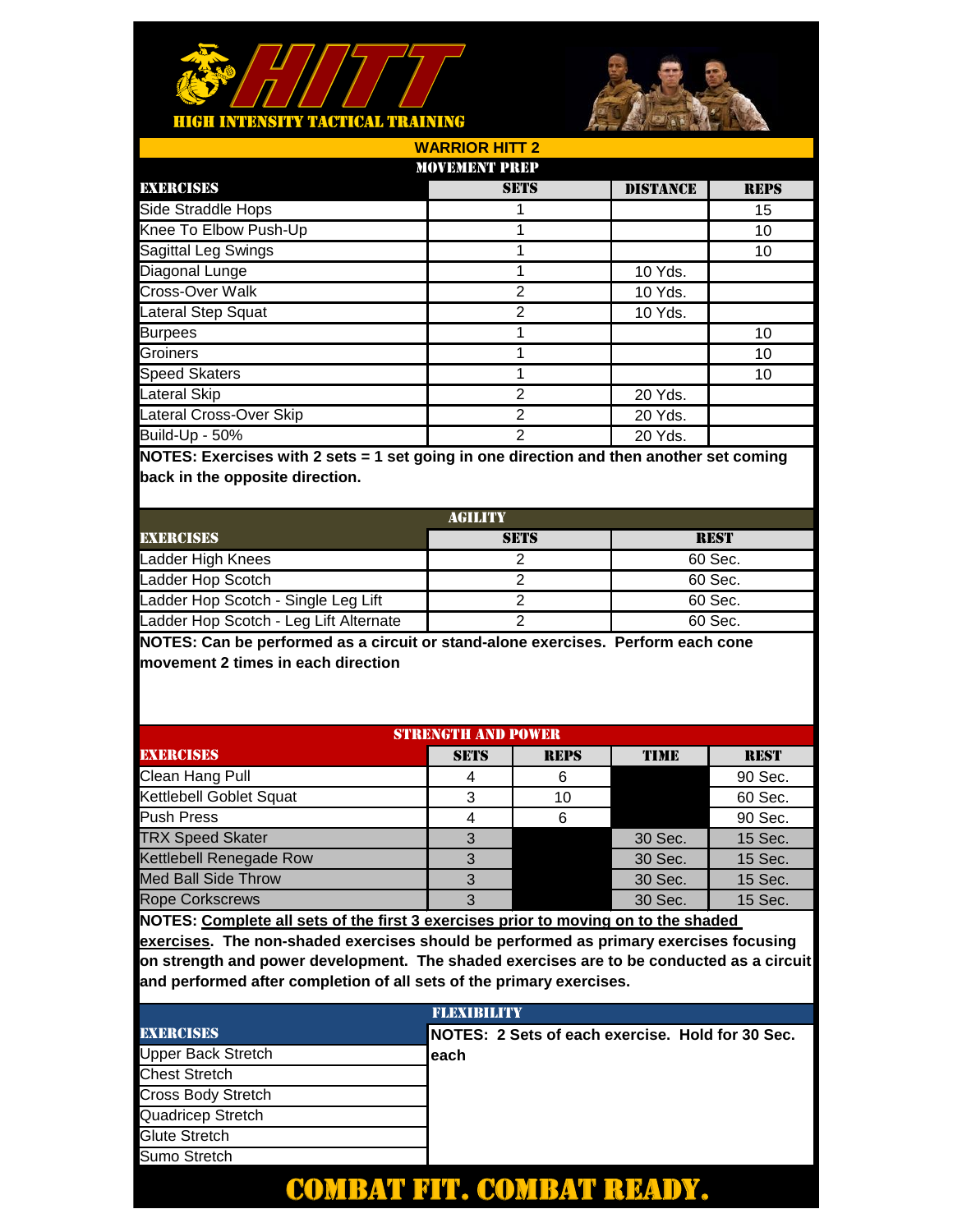# HITT

**HIGH INTENSITY TACTICAL TRAINING**

## WARRIOR HITT 2

### MOVEMENT PREP

| EXERCISES | SETS | DISTANCE | REPS |
|---|---|---|---|
| Side Straddle Hops | 1 | | 15 |
| Knee To Elbow Push-Up | 1 | | 10 |
| Sagittal Leg Swings | 1 | | 10 |
| Diagonal Lunge | 1 | 10 Yds. | |
| Cross-Over Walk | 2 | 10 Yds. | |
| Lateral Step Squat | 2 | 10 Yds. | |
| Burpees | 1 | | 10 |
| Groiners | 1 | | 10 |
| Speed Skaters | 1 | | 10 |
| Lateral Skip | 2 | 20 Yds. | |
| Lateral Cross-Over Skip | 2 | 20 Yds. | |
| Build-Up - 50% | 2 | 20 Yds. | |

**NOTES: Exercises with 2 sets = 1 set going in one direction and then another set coming back in the opposite direction.**

### AGILITY

| EXERCISES | SETS | REST |
|---|---|---|
| Ladder High Knees | 2 | 60 Sec. |
| Ladder Hop Scotch | 2 | 60 Sec. |
| Ladder Hop Scotch - Single Leg Lift | 2 | 60 Sec. |
| Ladder Hop Scotch - Leg Lift Alternate | 2 | 60 Sec. |

**NOTES: Can be performed as a circuit or stand-alone exercises. Perform each cone movement 2 times in each direction**

### STRENGTH AND POWER

| EXERCISES | SETS | REPS | TIME | REST |
|---|---|---|---|---|
| Clean Hang Pull | 4 | 6 | | 90 Sec. |
| Kettlebell Goblet Squat | 3 | 10 | | 60 Sec. |
| Push Press | 4 | 6 | | 90 Sec. |
| TRX Speed Skater | 3 | | 30 Sec. | 15 Sec. |
| Kettlebell Renegade Row | 3 | | 30 Sec. | 15 Sec. |
| Med Ball Side Throw | 3 | | 30 Sec. | 15 Sec. |
| Rope Corkscrews | 3 | | 30 Sec. | 15 Sec. |

**NOTES: Complete all sets of the first 3 exercises prior to moving on to the shaded exercises. The non-shaded exercises should be performed as primary exercises focusing on strength and power development. The shaded exercises are to be conducted as a circuit and performed after completion of all sets of the primary exercises.**

### FLEXIBILITY

| EXERCISES |
|---|
| Upper Back Stretch |
| Chest Stretch |
| Cross Body Stretch |
| Quadricep Stretch |
| Glute Stretch |
| Sumo Stretch |

**NOTES: 2 Sets of each exercise. Hold for 30 Sec. each**

**COMBAT FIT. COMBAT READY.**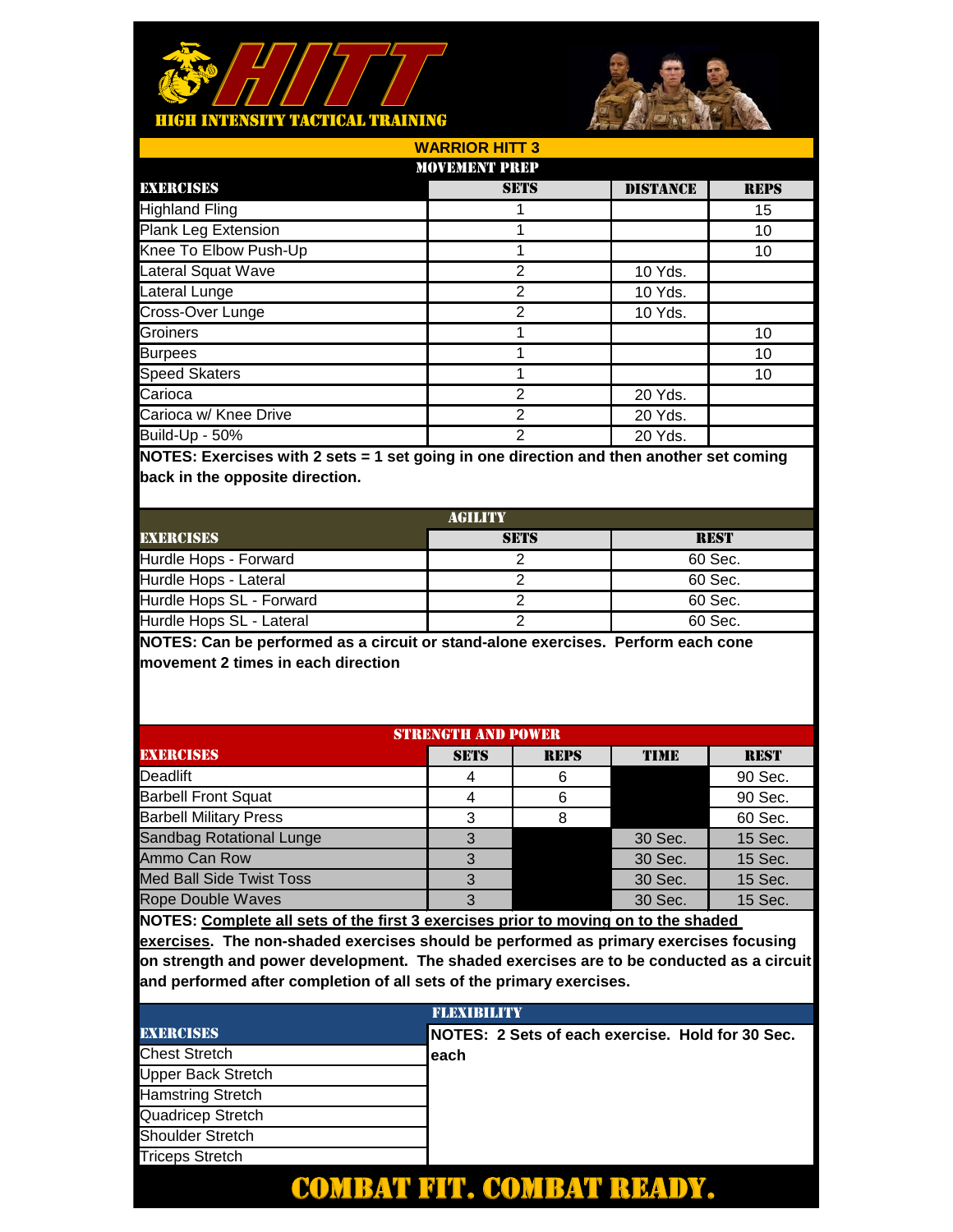# HITT

**HIGH INTENSITY TACTICAL TRAINING**

## WARRIOR HITT 3

### MOVEMENT PREP

| EXERCISES | SETS | DISTANCE | REPS |
|---|---|---|---|
| Highland Fling | 1 | | 15 |
| Plank Leg Extension | 1 | | 10 |
| Knee To Elbow Push-Up | 1 | | 10 |
| Lateral Squat Wave | 2 | 10 Yds. | |
| Lateral Lunge | 2 | 10 Yds. | |
| Cross-Over Lunge | 2 | 10 Yds. | |
| Groiners | 1 | | 10 |
| Burpees | 1 | | 10 |
| Speed Skaters | 1 | | 10 |
| Carioca | 2 | 20 Yds. | |
| Carioca w/ Knee Drive | 2 | 20 Yds. | |
| Build-Up - 50% | 2 | 20 Yds. | |

**NOTES: Exercises with 2 sets = 1 set going in one direction and then another set coming back in the opposite direction.**

### AGILITY

| EXERCISES | SETS | REST |
|---|---|---|
| Hurdle Hops - Forward | 2 | 60 Sec. |
| Hurdle Hops - Lateral | 2 | 60 Sec. |
| Hurdle Hops SL - Forward | 2 | 60 Sec. |
| Hurdle Hops SL - Lateral | 2 | 60 Sec. |

**NOTES: Can be performed as a circuit or stand-alone exercises. Perform each cone movement 2 times in each direction**

### STRENGTH AND POWER

| EXERCISES | SETS | REPS | TIME | REST |
|---|---|---|---|---|
| Deadlift | 4 | 6 | | 90 Sec. |
| Barbell Front Squat | 4 | 6 | | 90 Sec. |
| Barbell Military Press | 3 | 8 | | 60 Sec. |
| Sandbag Rotational Lunge | 3 | | 30 Sec. | 15 Sec. |
| Ammo Can Row | 3 | | 30 Sec. | 15 Sec. |
| Med Ball Side Twist Toss | 3 | | 30 Sec. | 15 Sec. |
| Rope Double Waves | 3 | | 30 Sec. | 15 Sec. |

**NOTES: Complete all sets of the first 3 exercises prior to moving on to the shaded exercises. The non-shaded exercises should be performed as primary exercises focusing on strength and power development. The shaded exercises are to be conducted as a circuit and performed after completion of all sets of the primary exercises.**

### FLEXIBILITY

| EXERCISES | NOTES: 2 Sets of each exercise. Hold for 30 Sec. each |
|---|---|
| Chest Stretch | |
| Upper Back Stretch | |
| Hamstring Stretch | |
| Quadricep Stretch | |
| Shoulder Stretch | |
| Triceps Stretch | |

**COMBAT FIT. COMBAT READY.**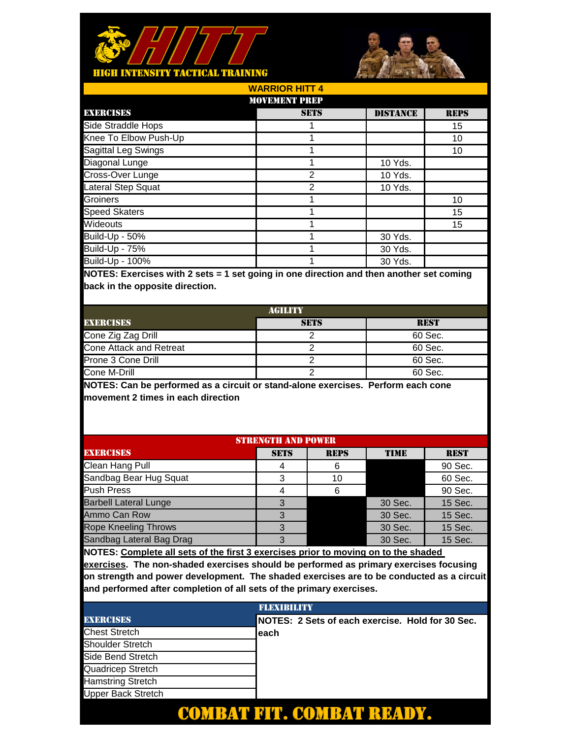# HITT

HIGH INTENSITY TACTICAL TRAINING

## WARRIOR HITT 4

### MOVEMENT PREP

| EXERCISES | SETS | DISTANCE | REPS |
|---|---|---|---|
| Side Straddle Hops | 1 | | 15 |
| Knee To Elbow Push-Up | 1 | | 10 |
| Sagittal Leg Swings | 1 | | 10 |
| Diagonal Lunge | 1 | 10 Yds. | |
| Cross-Over Lunge | 2 | 10 Yds. | |
| Lateral Step Squat | 2 | 10 Yds. | |
| Groiners | 1 | | 10 |
| Speed Skaters | 1 | | 15 |
| Wideouts | 1 | | 15 |
| Build-Up - 50% | 1 | 30 Yds. | |
| Build-Up - 75% | 1 | 30 Yds. | |
| Build-Up - 100% | 1 | 30 Yds. | |

**NOTES: Exercises with 2 sets = 1 set going in one direction and then another set coming back in the opposite direction.**

### AGILITY

| EXERCISES | SETS | REST |
|---|---|---|
| Cone Zig Zag Drill | 2 | 60 Sec. |
| Cone Attack and Retreat | 2 | 60 Sec. |
| Prone 3 Cone Drill | 2 | 60 Sec. |
| Cone M-Drill | 2 | 60 Sec. |

**NOTES: Can be performed as a circuit or stand-alone exercises. Perform each cone movement 2 times in each direction**

### STRENGTH AND POWER

| EXERCISES | SETS | REPS | TIME | REST |
|---|---|---|---|---|
| Clean Hang Pull | 4 | 6 | | 90 Sec. |
| Sandbag Bear Hug Squat | 3 | 10 | | 60 Sec. |
| Push Press | 4 | 6 | | 90 Sec. |
| Barbell Lateral Lunge | 3 | | 30 Sec. | 15 Sec. |
| Ammo Can Row | 3 | | 30 Sec. | 15 Sec. |
| Rope Kneeling Throws | 3 | | 30 Sec. | 15 Sec. |
| Sandbag Lateral Bag Drag | 3 | | 30 Sec. | 15 Sec. |

**NOTES: Complete all sets of the first 3 exercises prior to moving on to the shaded exercises. The non-shaded exercises should be performed as primary exercises focusing on strength and power development. The shaded exercises are to be conducted as a circuit and performed after completion of all sets of the primary exercises.**

### FLEXIBILITY

| EXERCISES |
|---|
| Chest Stretch |
| Shoulder Stretch |
| Side Bend Stretch |
| Quadricep Stretch |
| Hamstring Stretch |
| Upper Back Stretch |

**NOTES: 2 Sets of each exercise. Hold for 30 Sec. each**

**COMBAT FIT. COMBAT READY.**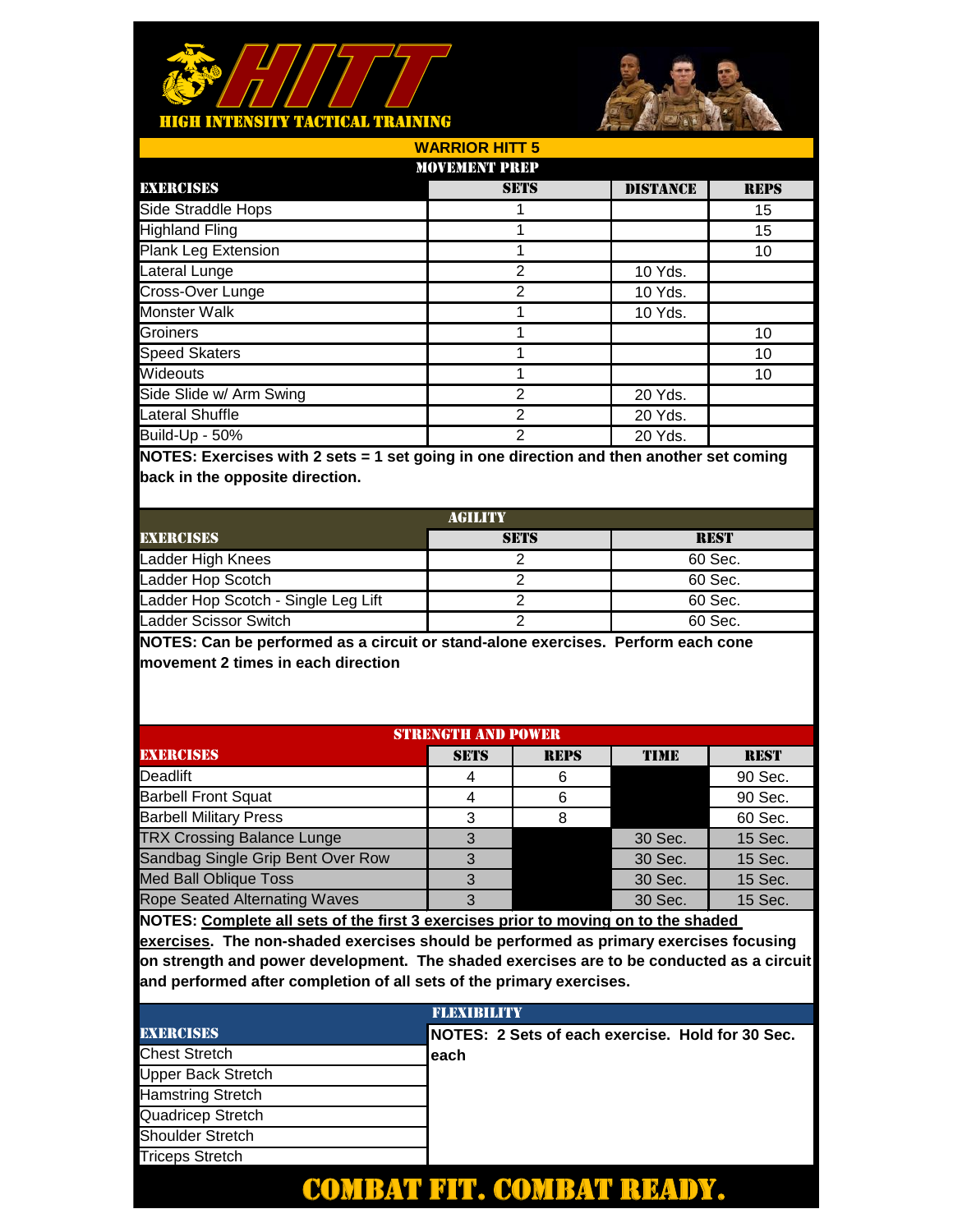# HITT

HIGH INTENSITY TACTICAL TRAINING

## WARRIOR HITT 5

### MOVEMENT PREP

| EXERCISES | SETS | DISTANCE | REPS |
|---|---|---|---|
| Side Straddle Hops | 1 | | 15 |
| Highland Fling | 1 | | 15 |
| Plank Leg Extension | 1 | | 10 |
| Lateral Lunge | 2 | 10 Yds. | |
| Cross-Over Lunge | 2 | 10 Yds. | |
| Monster Walk | 1 | 10 Yds. | |
| Groiners | 1 | | 10 |
| Speed Skaters | 1 | | 10 |
| Wideouts | 1 | | 10 |
| Side Slide w/ Arm Swing | 2 | 20 Yds. | |
| Lateral Shuffle | 2 | 20 Yds. | |
| Build-Up - 50% | 2 | 20 Yds. | |

**NOTES: Exercises with 2 sets = 1 set going in one direction and then another set coming back in the opposite direction.**

### AGILITY

| EXERCISES | SETS | REST |
|---|---|---|
| Ladder High Knees | 2 | 60 Sec. |
| Ladder Hop Scotch | 2 | 60 Sec. |
| Ladder Hop Scotch - Single Leg Lift | 2 | 60 Sec. |
| Ladder Scissor Switch | 2 | 60 Sec. |

**NOTES: Can be performed as a circuit or stand-alone exercises. Perform each cone movement 2 times in each direction**

### STRENGTH AND POWER

| EXERCISES | SETS | REPS | TIME | REST |
|---|---|---|---|---|
| Deadlift | 4 | 6 | | 90 Sec. |
| Barbell Front Squat | 4 | 6 | | 90 Sec. |
| Barbell Military Press | 3 | 8 | | 60 Sec. |
| TRX Crossing Balance Lunge | 3 | | 30 Sec. | 15 Sec. |
| Sandbag Single Grip Bent Over Row | 3 | | 30 Sec. | 15 Sec. |
| Med Ball Oblique Toss | 3 | | 30 Sec. | 15 Sec. |
| Rope Seated Alternating Waves | 3 | | 30 Sec. | 15 Sec. |

**NOTES: Complete all sets of the first 3 exercises prior to moving on to the shaded exercises. The non-shaded exercises should be performed as primary exercises focusing on strength and power development. The shaded exercises are to be conducted as a circuit and performed after completion of all sets of the primary exercises.**

### FLEXIBILITY

| EXERCISES |
|---|
| Chest Stretch |
| Upper Back Stretch |
| Hamstring Stretch |
| Quadricep Stretch |
| Shoulder Stretch |
| Triceps Stretch |

**NOTES: 2 Sets of each exercise. Hold for 30 Sec. each**

**COMBAT FIT. COMBAT READY.**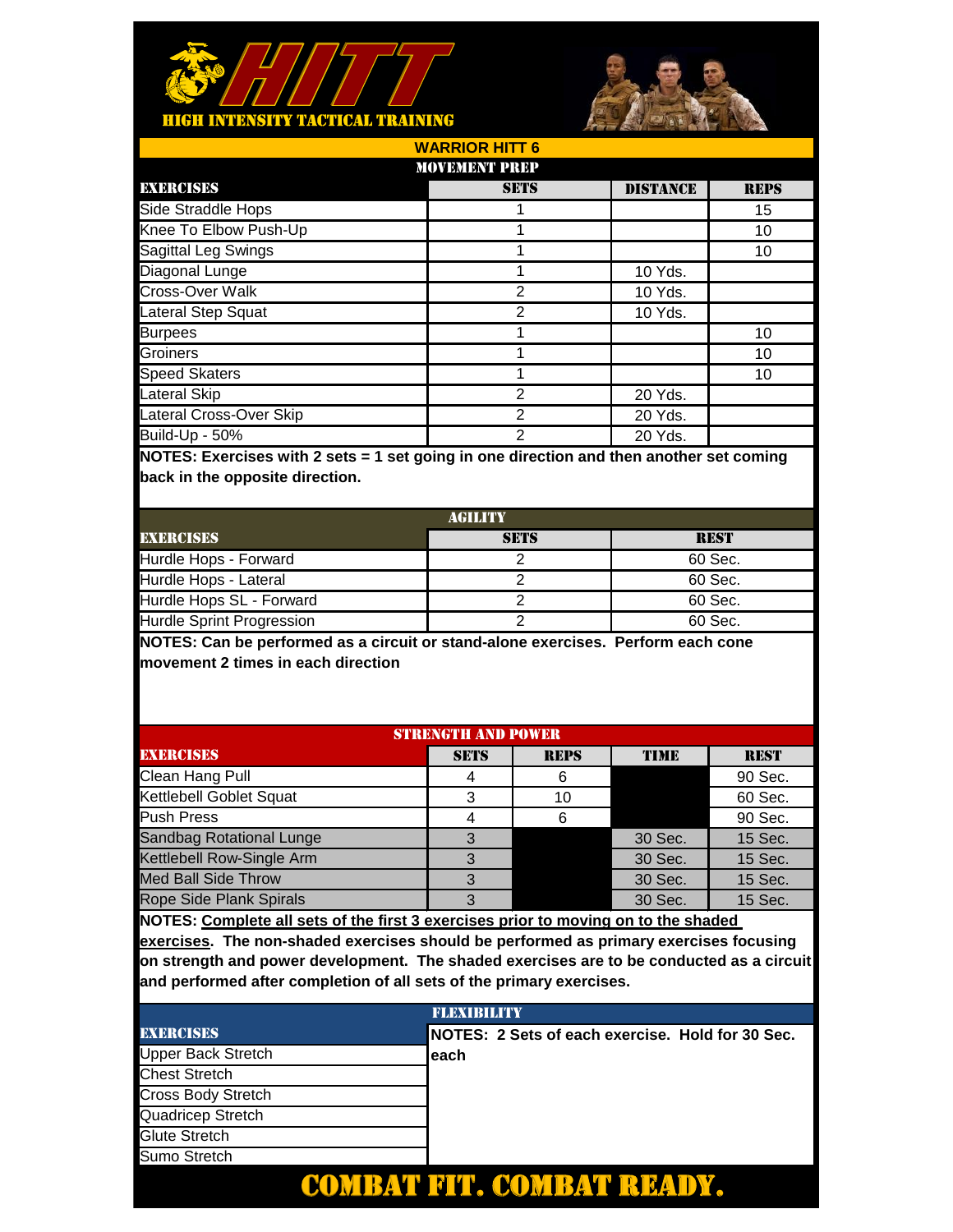# HITT
## HIGH INTENSITY TACTICAL TRAINING

## WARRIOR HITT 6

### MOVEMENT PREP

| EXERCISES | SETS | DISTANCE | REPS |
|---|---|---|---|
| Side Straddle Hops | 1 | | 15 |
| Knee To Elbow Push-Up | 1 | | 10 |
| Sagittal Leg Swings | 1 | | 10 |
| Diagonal Lunge | 1 | 10 Yds. | |
| Cross-Over Walk | 2 | 10 Yds. | |
| Lateral Step Squat | 2 | 10 Yds. | |
| Burpees | 1 | | 10 |
| Groiners | 1 | | 10 |
| Speed Skaters | 1 | | 10 |
| Lateral Skip | 2 | 20 Yds. | |
| Lateral Cross-Over Skip | 2 | 20 Yds. | |
| Build-Up - 50% | 2 | 20 Yds. | |

**NOTES: Exercises with 2 sets = 1 set going in one direction and then another set coming back in the opposite direction.**

### AGILITY

| EXERCISES | SETS | REST |
|---|---|---|
| Hurdle Hops - Forward | 2 | 60 Sec. |
| Hurdle Hops - Lateral | 2 | 60 Sec. |
| Hurdle Hops SL - Forward | 2 | 60 Sec. |
| Hurdle Sprint Progression | 2 | 60 Sec. |

**NOTES: Can be performed as a circuit or stand-alone exercises. Perform each cone movement 2 times in each direction**

### STRENGTH AND POWER

| EXERCISES | SETS | REPS | TIME | REST |
|---|---|---|---|---|
| Clean Hang Pull | 4 | 6 | | 90 Sec. |
| Kettlebell Goblet Squat | 3 | 10 | | 60 Sec. |
| Push Press | 4 | 6 | | 90 Sec. |
| Sandbag Rotational Lunge | 3 | | 30 Sec. | 15 Sec. |
| Kettlebell Row-Single Arm | 3 | | 30 Sec. | 15 Sec. |
| Med Ball Side Throw | 3 | | 30 Sec. | 15 Sec. |
| Rope Side Plank Spirals | 3 | | 30 Sec. | 15 Sec. |

**NOTES: Complete all sets of the first 3 exercises prior to moving on to the shaded exercises. The non-shaded exercises should be performed as primary exercises focusing on strength and power development. The shaded exercises are to be conducted as a circuit and performed after completion of all sets of the primary exercises.**

### FLEXIBILITY

| EXERCISES |
|---|
| Upper Back Stretch |
| Chest Stretch |
| Cross Body Stretch |
| Quadricep Stretch |
| Glute Stretch |
| Sumo Stretch |

**NOTES: 2 Sets of each exercise. Hold for 30 Sec. each**

**COMBAT FIT. COMBAT READY.**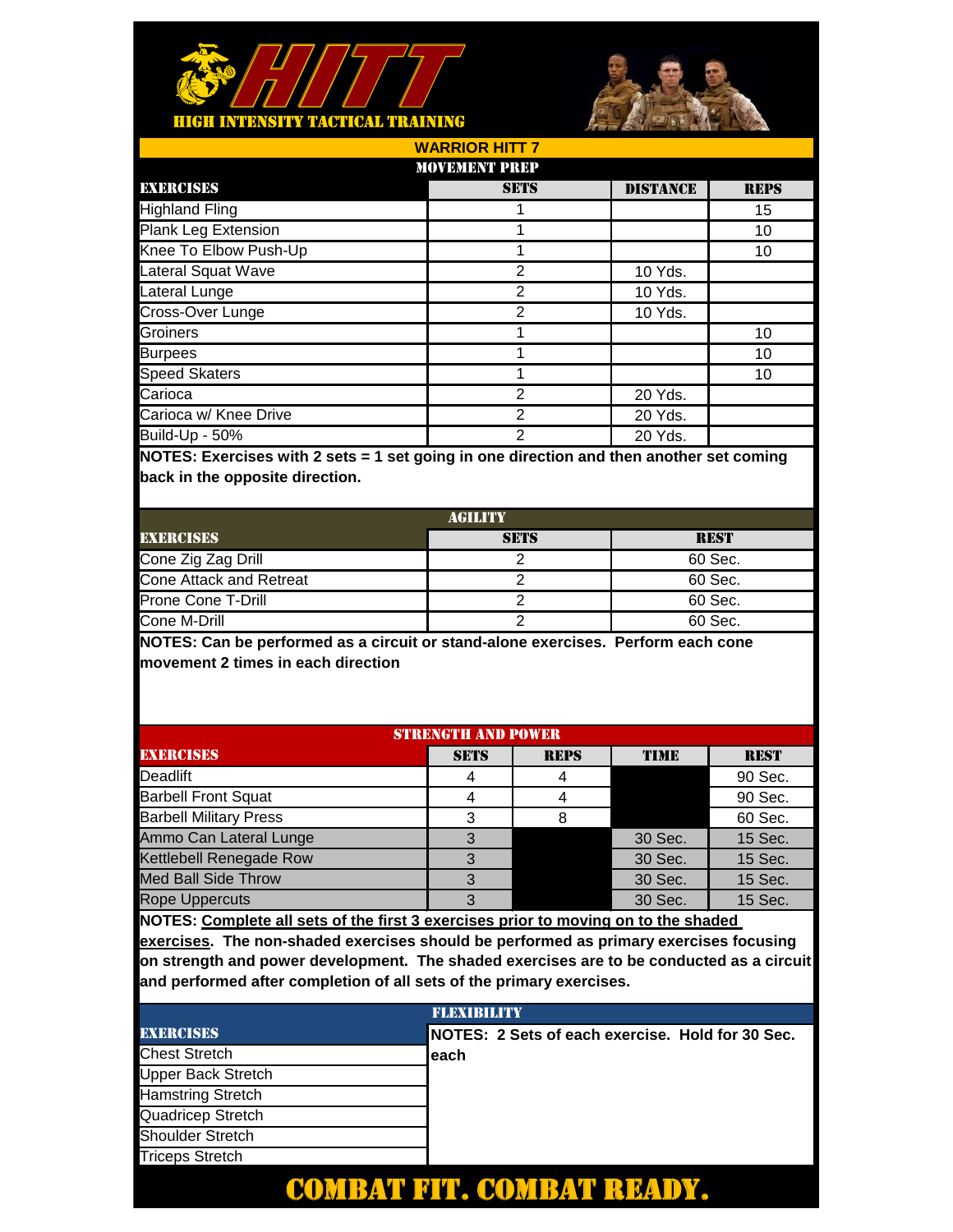# HITT

## HIGH INTENSITY TACTICAL TRAINING

## WARRIOR HITT 7

### MOVEMENT PREP

| EXERCISES | SETS | DISTANCE | REPS |
|---|---|---|---|
| Highland Fling | 1 | | 15 |
| Plank Leg Extension | 1 | | 10 |
| Knee To Elbow Push-Up | 1 | | 10 |
| Lateral Squat Wave | 2 | 10 Yds. | |
| Lateral Lunge | 2 | 10 Yds. | |
| Cross-Over Lunge | 2 | 10 Yds. | |
| Groiners | 1 | | 10 |
| Burpees | 1 | | 10 |
| Speed Skaters | 1 | | 10 |
| Carioca | 2 | 20 Yds. | |
| Carioca w/ Knee Drive | 2 | 20 Yds. | |
| Build-Up - 50% | 2 | 20 Yds. | |

**NOTES: Exercises with 2 sets = 1 set going in one direction and then another set coming back in the opposite direction.**

### AGILITY

| EXERCISES | SETS | REST |
|---|---|---|
| Cone Zig Zag Drill | 2 | 60 Sec. |
| Cone Attack and Retreat | 2 | 60 Sec. |
| Prone Cone T-Drill | 2 | 60 Sec. |
| Cone M-Drill | 2 | 60 Sec. |

**NOTES: Can be performed as a circuit or stand-alone exercises. Perform each cone movement 2 times in each direction**

### STRENGTH AND POWER

| EXERCISES | SETS | REPS | TIME | REST |
|---|---|---|---|---|
| Deadlift | 4 | 4 | | 90 Sec. |
| Barbell Front Squat | 4 | 4 | | 90 Sec. |
| Barbell Military Press | 3 | 8 | | 60 Sec. |
| Ammo Can Lateral Lunge | 3 | | 30 Sec. | 15 Sec. |
| Kettlebell Renegade Row | 3 | | 30 Sec. | 15 Sec. |
| Med Ball Side Throw | 3 | | 30 Sec. | 15 Sec. |
| Rope Uppercuts | 3 | | 30 Sec. | 15 Sec. |

**NOTES: Complete all sets of the first 3 exercises prior to moving on to the shaded exercises. The non-shaded exercises should be performed as primary exercises focusing on strength and power development. The shaded exercises are to be conducted as a circuit and performed after completion of all sets of the primary exercises.**

### FLEXIBILITY

| EXERCISES | NOTES: 2 Sets of each exercise. Hold for 30 Sec. each |
|---|---|
| Chest Stretch | |
| Upper Back Stretch | |
| Hamstring Stretch | |
| Quadricep Stretch | |
| Shoulder Stretch | |
| Triceps Stretch | |

**COMBAT FIT. COMBAT READY.**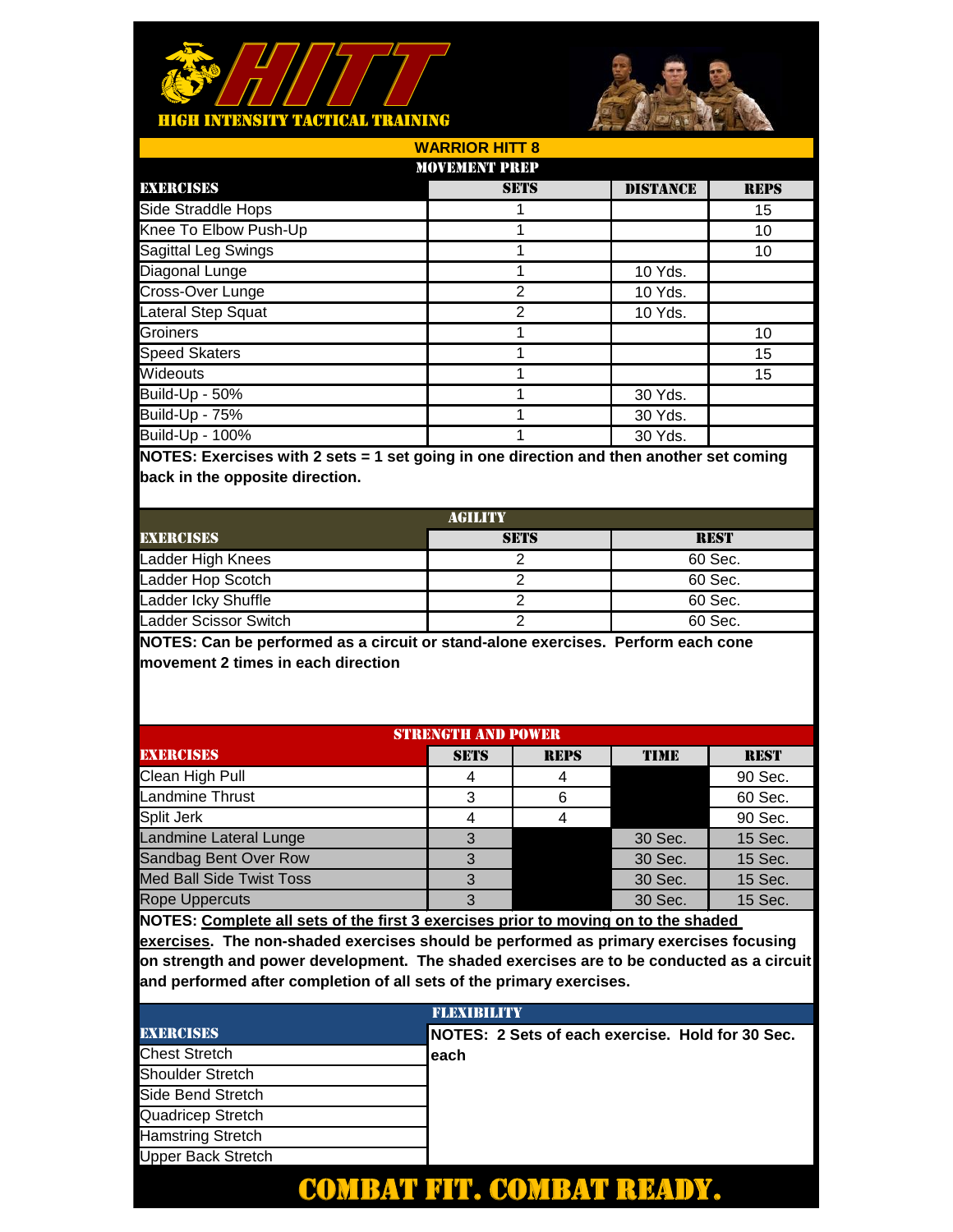# HITT

HIGH INTENSITY TACTICAL TRAINING

## WARRIOR HITT 8

### MOVEMENT PREP

| EXERCISES | SETS | DISTANCE | REPS |
|---|---|---|---|
| Side Straddle Hops | 1 | | 15 |
| Knee To Elbow Push-Up | 1 | | 10 |
| Sagittal Leg Swings | 1 | | 10 |
| Diagonal Lunge | 1 | 10 Yds. | |
| Cross-Over Lunge | 2 | 10 Yds. | |
| Lateral Step Squat | 2 | 10 Yds. | |
| Groiners | 1 | | 10 |
| Speed Skaters | 1 | | 15 |
| Wideouts | 1 | | 15 |
| Build-Up - 50% | 1 | 30 Yds. | |
| Build-Up - 75% | 1 | 30 Yds. | |
| Build-Up - 100% | 1 | 30 Yds. | |

**NOTES: Exercises with 2 sets = 1 set going in one direction and then another set coming back in the opposite direction.**

### AGILITY

| EXERCISES | SETS | REST |
|---|---|---|
| Ladder High Knees | 2 | 60 Sec. |
| Ladder Hop Scotch | 2 | 60 Sec. |
| Ladder Icky Shuffle | 2 | 60 Sec. |
| Ladder Scissor Switch | 2 | 60 Sec. |

**NOTES: Can be performed as a circuit or stand-alone exercises. Perform each cone movement 2 times in each direction**

### STRENGTH AND POWER

| EXERCISES | SETS | REPS | TIME | REST |
|---|---|---|---|---|
| Clean High Pull | 4 | 4 | | 90 Sec. |
| Landmine Thrust | 3 | 6 | | 60 Sec. |
| Split Jerk | 4 | 4 | | 90 Sec. |
| Landmine Lateral Lunge | 3 | | 30 Sec. | 15 Sec. |
| Sandbag Bent Over Row | 3 | | 30 Sec. | 15 Sec. |
| Med Ball Side Twist Toss | 3 | | 30 Sec. | 15 Sec. |
| Rope Uppercuts | 3 | | 30 Sec. | 15 Sec. |

**NOTES: Complete all sets of the first 3 exercises prior to moving on to the shaded exercises. The non-shaded exercises should be performed as primary exercises focusing on strength and power development. The shaded exercises are to be conducted as a circuit and performed after completion of all sets of the primary exercises.**

### FLEXIBILITY

| EXERCISES |
|---|
| Chest Stretch |
| Shoulder Stretch |
| Side Bend Stretch |
| Quadricep Stretch |
| Hamstring Stretch |
| Upper Back Stretch |

**NOTES: 2 Sets of each exercise. Hold for 30 Sec. each**

COMBAT FIT. COMBAT READY.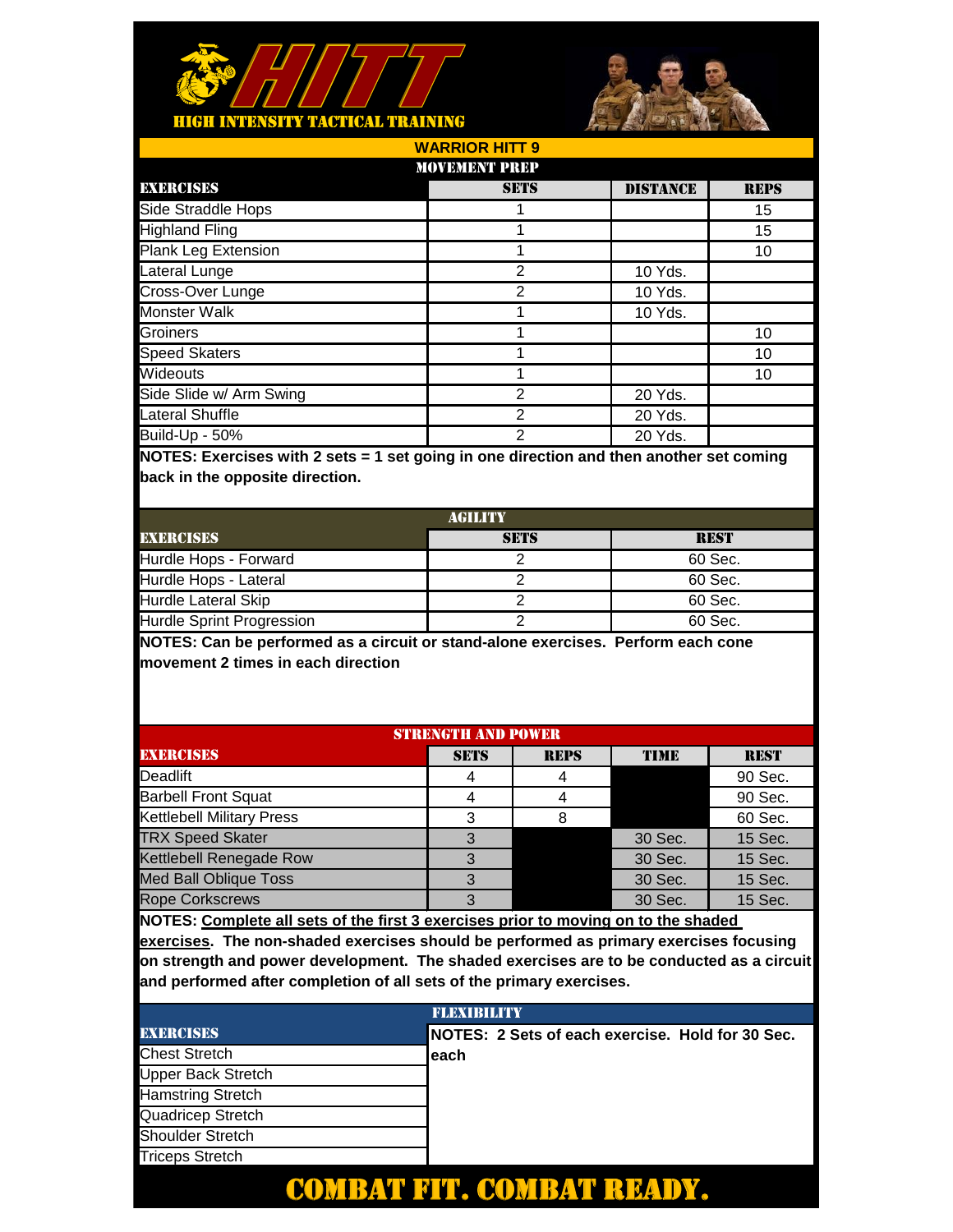# HITT

**HIGH INTENSITY TACTICAL TRAINING**

## WARRIOR HITT 9

### MOVEMENT PREP

| EXERCISES | SETS | DISTANCE | REPS |
|---|---|---|---|
| Side Straddle Hops | 1 | | 15 |
| Highland Fling | 1 | | 15 |
| Plank Leg Extension | 1 | | 10 |
| Lateral Lunge | 2 | 10 Yds. | |
| Cross-Over Lunge | 2 | 10 Yds. | |
| Monster Walk | 1 | 10 Yds. | |
| Groiners | 1 | | 10 |
| Speed Skaters | 1 | | 10 |
| Wideouts | 1 | | 10 |
| Side Slide w/ Arm Swing | 2 | 20 Yds. | |
| Lateral Shuffle | 2 | 20 Yds. | |
| Build-Up - 50% | 2 | 20 Yds. | |

**NOTES: Exercises with 2 sets = 1 set going in one direction and then another set coming back in the opposite direction.**

### AGILITY

| EXERCISES | SETS | REST |
|---|---|---|
| Hurdle Hops - Forward | 2 | 60 Sec. |
| Hurdle Hops - Lateral | 2 | 60 Sec. |
| Hurdle Lateral Skip | 2 | 60 Sec. |
| Hurdle Sprint Progression | 2 | 60 Sec. |

**NOTES: Can be performed as a circuit or stand-alone exercises. Perform each cone movement 2 times in each direction**

### STRENGTH AND POWER

| EXERCISES | SETS | REPS | TIME | REST |
|---|---|---|---|---|
| Deadlift | 4 | 4 | | 90 Sec. |
| Barbell Front Squat | 4 | 4 | | 90 Sec. |
| Kettlebell Military Press | 3 | 8 | | 60 Sec. |
| TRX Speed Skater | 3 | | 30 Sec. | 15 Sec. |
| Kettlebell Renegade Row | 3 | | 30 Sec. | 15 Sec. |
| Med Ball Oblique Toss | 3 | | 30 Sec. | 15 Sec. |
| Rope Corkscrews | 3 | | 30 Sec. | 15 Sec. |

**NOTES: Complete all sets of the first 3 exercises prior to moving on to the shaded exercises. The non-shaded exercises should be performed as primary exercises focusing on strength and power development. The shaded exercises are to be conducted as a circuit and performed after completion of all sets of the primary exercises.**

### FLEXIBILITY

| EXERCISES | NOTES: 2 Sets of each exercise. Hold for 30 Sec. each |
|---|---|
| Chest Stretch | |
| Upper Back Stretch | |
| Hamstring Stretch | |
| Quadricep Stretch | |
| Shoulder Stretch | |
| Triceps Stretch | |

**COMBAT FIT. COMBAT READY.**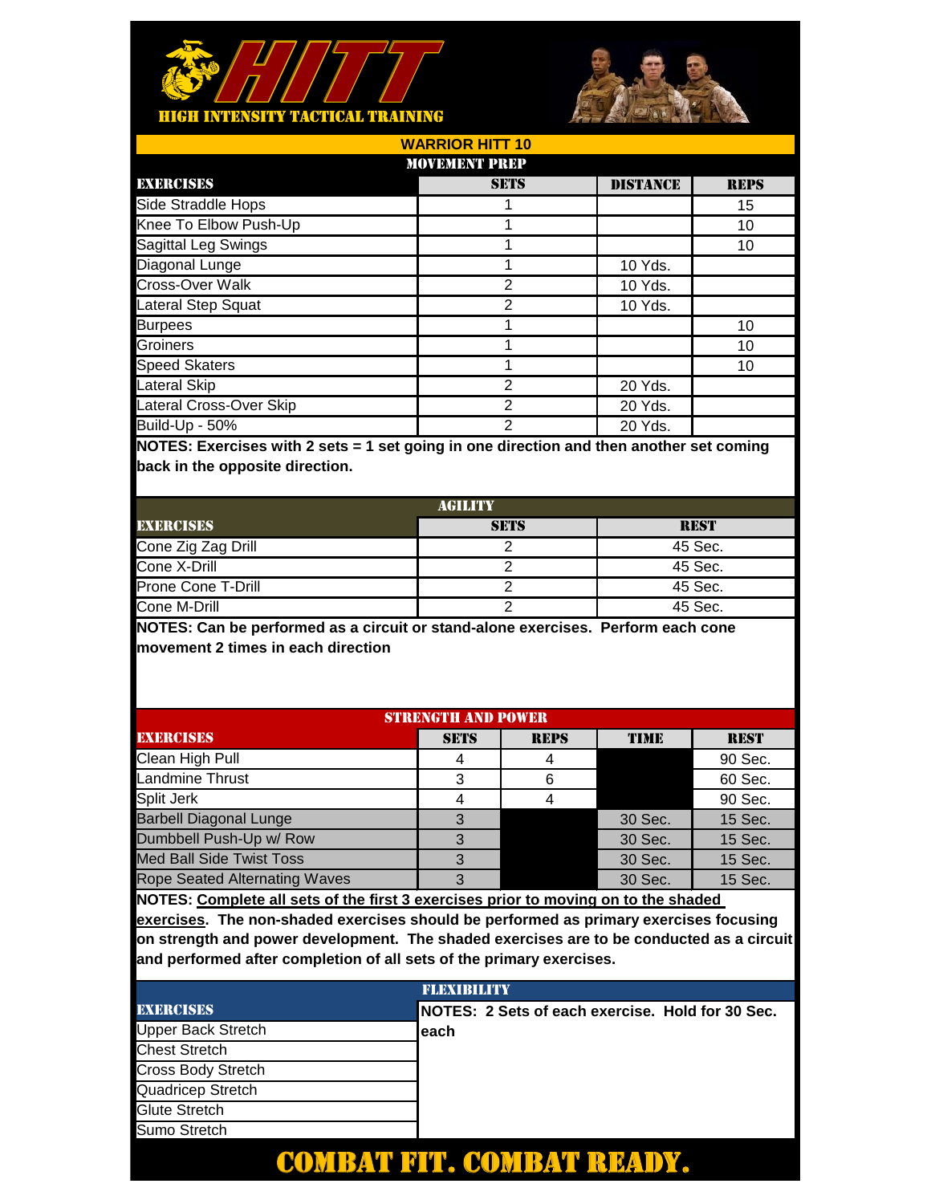# HITT

HIGH INTENSITY TACTICAL TRAINING

## WARRIOR HITT 10

### MOVEMENT PREP

| EXERCISES | SETS | DISTANCE | REPS |
|---|---|---|---|
| Side Straddle Hops | 1 | | 15 |
| Knee To Elbow Push-Up | 1 | | 10 |
| Sagittal Leg Swings | 1 | | 10 |
| Diagonal Lunge | 1 | 10 Yds. | |
| Cross-Over Walk | 2 | 10 Yds. | |
| Lateral Step Squat | 2 | 10 Yds. | |
| Burpees | 1 | | 10 |
| Groiners | 1 | | 10 |
| Speed Skaters | 1 | | 10 |
| Lateral Skip | 2 | 20 Yds. | |
| Lateral Cross-Over Skip | 2 | 20 Yds. | |
| Build-Up - 50% | 2 | 20 Yds. | |

**NOTES: Exercises with 2 sets = 1 set going in one direction and then another set coming back in the opposite direction.**

### AGILITY

| EXERCISES | SETS | REST |
|---|---|---|
| Cone Zig Zag Drill | 2 | 45 Sec. |
| Cone X-Drill | 2 | 45 Sec. |
| Prone Cone T-Drill | 2 | 45 Sec. |
| Cone M-Drill | 2 | 45 Sec. |

**NOTES: Can be performed as a circuit or stand-alone exercises. Perform each cone movement 2 times in each direction**

### STRENGTH AND POWER

| EXERCISES | SETS | REPS | TIME | REST |
|---|---|---|---|---|
| Clean High Pull | 4 | 4 | | 90 Sec. |
| Landmine Thrust | 3 | 6 | | 60 Sec. |
| Split Jerk | 4 | 4 | | 90 Sec. |
| Barbell Diagonal Lunge | 3 | | 30 Sec. | 15 Sec. |
| Dumbbell Push-Up w/ Row | 3 | | 30 Sec. | 15 Sec. |
| Med Ball Side Twist Toss | 3 | | 30 Sec. | 15 Sec. |
| Rope Seated Alternating Waves | 3 | | 30 Sec. | 15 Sec. |

**NOTES: Complete all sets of the first 3 exercises prior to moving on to the shaded exercises. The non-shaded exercises should be performed as primary exercises focusing on strength and power development. The shaded exercises are to be conducted as a circuit and performed after completion of all sets of the primary exercises.**

### FLEXIBILITY

| EXERCISES | NOTES: 2 Sets of each exercise. Hold for 30 Sec. each |
|---|---|
| Upper Back Stretch | |
| Chest Stretch | |
| Cross Body Stretch | |
| Quadricep Stretch | |
| Glute Stretch | |
| Sumo Stretch | |

**COMBAT FIT. COMBAT READY.**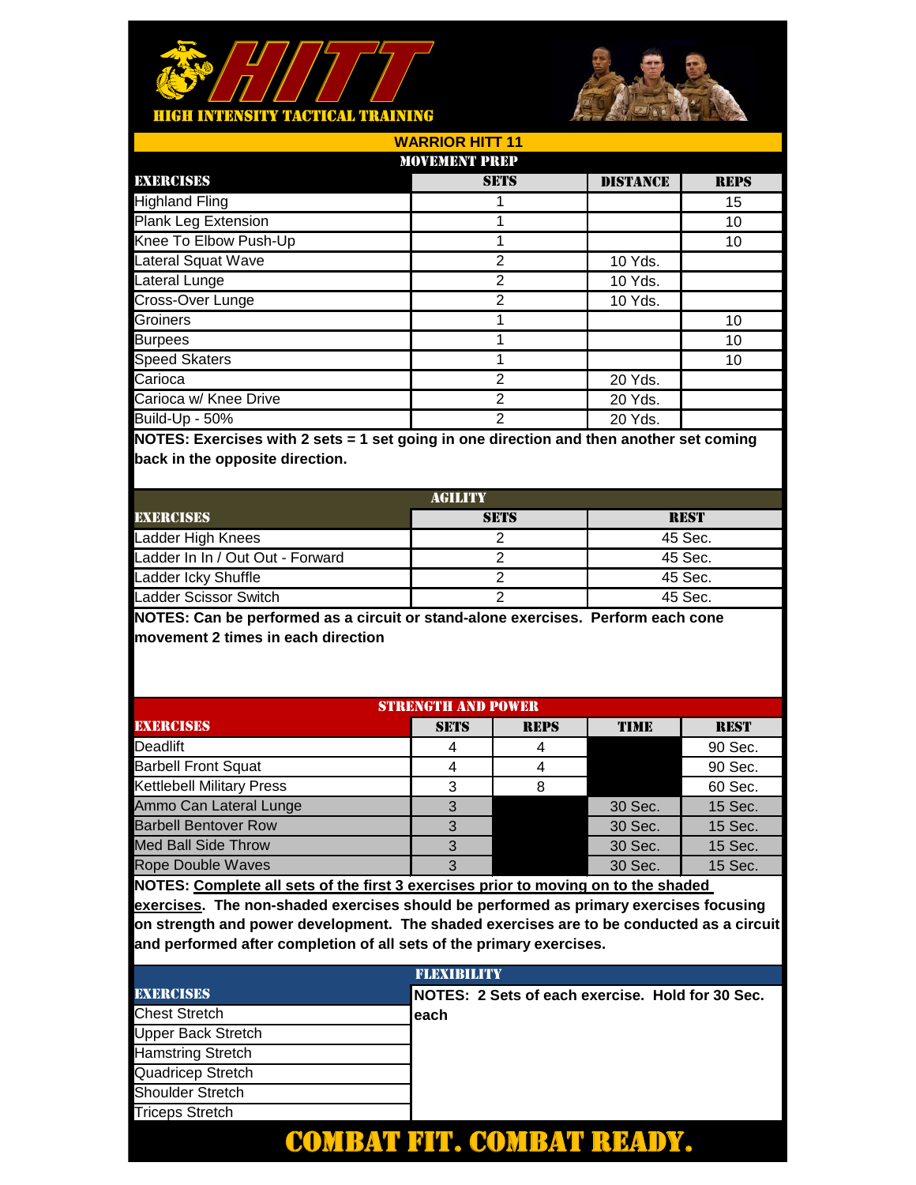# HITT

HIGH INTENSITY TACTICAL TRAINING

## WARRIOR HITT 11

### MOVEMENT PREP

| EXERCISES | SETS | DISTANCE | REPS |
|---|---|---|---|
| Highland Fling | 1 | | 15 |
| Plank Leg Extension | 1 | | 10 |
| Knee To Elbow Push-Up | 1 | | 10 |
| Lateral Squat Wave | 2 | 10 Yds. | |
| Lateral Lunge | 2 | 10 Yds. | |
| Cross-Over Lunge | 2 | 10 Yds. | |
| Groiners | 1 | | 10 |
| Burpees | 1 | | 10 |
| Speed Skaters | 1 | | 10 |
| Carioca | 2 | 20 Yds. | |
| Carioca w/ Knee Drive | 2 | 20 Yds. | |
| Build-Up - 50% | 2 | 20 Yds. | |

**NOTES: Exercises with 2 sets = 1 set going in one direction and then another set coming back in the opposite direction.**

### AGILITY

| EXERCISES | SETS | REST |
|---|---|---|
| Ladder High Knees | 2 | 45 Sec. |
| Ladder In In / Out Out - Forward | 2 | 45 Sec. |
| Ladder Icky Shuffle | 2 | 45 Sec. |
| Ladder Scissor Switch | 2 | 45 Sec. |

**NOTES: Can be performed as a circuit or stand-alone exercises. Perform each cone movement 2 times in each direction**

### STRENGTH AND POWER

| EXERCISES | SETS | REPS | TIME | REST |
|---|---|---|---|---|
| Deadlift | 4 | 4 | | 90 Sec. |
| Barbell Front Squat | 4 | 4 | | 90 Sec. |
| Kettlebell Military Press | 3 | 8 | | 60 Sec. |
| Ammo Can Lateral Lunge | 3 | | 30 Sec. | 15 Sec. |
| Barbell Bentover Row | 3 | | 30 Sec. | 15 Sec. |
| Med Ball Side Throw | 3 | | 30 Sec. | 15 Sec. |
| Rope Double Waves | 3 | | 30 Sec. | 15 Sec. |

**NOTES: Complete all sets of the first 3 exercises prior to moving on to the shaded exercises. The non-shaded exercises should be performed as primary exercises focusing on strength and power development. The shaded exercises are to be conducted as a circuit and performed after completion of all sets of the primary exercises.**

### FLEXIBILITY

| EXERCISES |
|---|
| Chest Stretch |
| Upper Back Stretch |
| Hamstring Stretch |
| Quadricep Stretch |
| Shoulder Stretch |
| Triceps Stretch |

**NOTES: 2 Sets of each exercise. Hold for 30 Sec. each**

**COMBAT FIT. COMBAT READY.**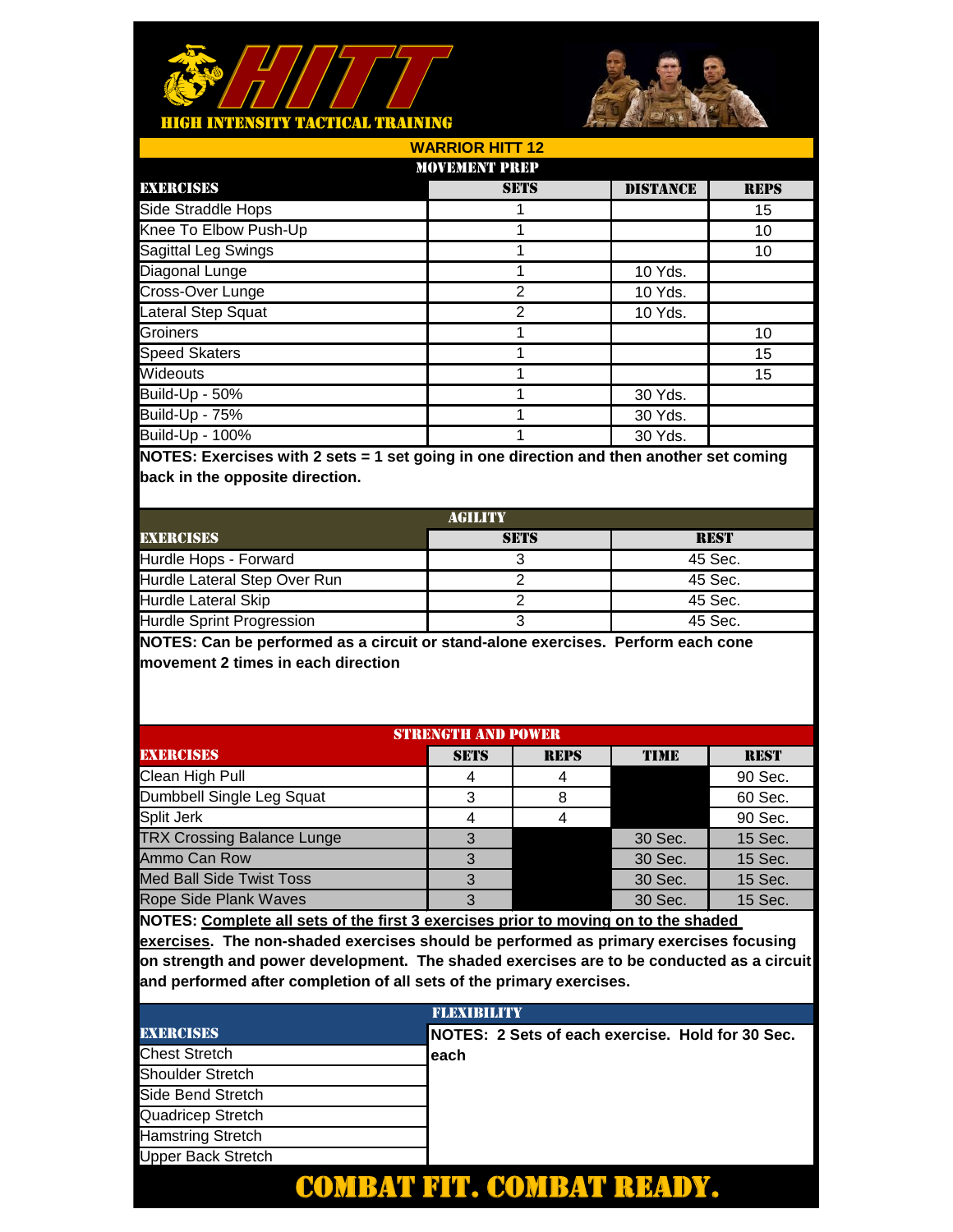# HITT

**HIGH INTENSITY TACTICAL TRAINING**

## WARRIOR HITT 12

### MOVEMENT PREP

| EXERCISES | SETS | DISTANCE | REPS |
|---|---|---|---|
| Side Straddle Hops | 1 | | 15 |
| Knee To Elbow Push-Up | 1 | | 10 |
| Sagittal Leg Swings | 1 | | 10 |
| Diagonal Lunge | 1 | 10 Yds. | |
| Cross-Over Lunge | 2 | 10 Yds. | |
| Lateral Step Squat | 2 | 10 Yds. | |
| Groiners | 1 | | 10 |
| Speed Skaters | 1 | | 15 |
| Wideouts | 1 | | 15 |
| Build-Up - 50% | 1 | 30 Yds. | |
| Build-Up - 75% | 1 | 30 Yds. | |
| Build-Up - 100% | 1 | 30 Yds. | |

**NOTES: Exercises with 2 sets = 1 set going in one direction and then another set coming back in the opposite direction.**

### AGILITY

| EXERCISES | SETS | REST |
|---|---|---|
| Hurdle Hops - Forward | 3 | 45 Sec. |
| Hurdle Lateral Step Over Run | 2 | 45 Sec. |
| Hurdle Lateral Skip | 2 | 45 Sec. |
| Hurdle Sprint Progression | 3 | 45 Sec. |

**NOTES: Can be performed as a circuit or stand-alone exercises. Perform each cone movement 2 times in each direction**

### STRENGTH AND POWER

| EXERCISES | SETS | REPS | TIME | REST |
|---|---|---|---|---|
| Clean High Pull | 4 | 4 | | 90 Sec. |
| Dumbbell Single Leg Squat | 3 | 8 | | 60 Sec. |
| Split Jerk | 4 | 4 | | 90 Sec. |
| TRX Crossing Balance Lunge | 3 | | 30 Sec. | 15 Sec. |
| Ammo Can Row | 3 | | 30 Sec. | 15 Sec. |
| Med Ball Side Twist Toss | 3 | | 30 Sec. | 15 Sec. |
| Rope Side Plank Waves | 3 | | 30 Sec. | 15 Sec. |

**NOTES: Complete all sets of the first 3 exercises prior to moving on to the shaded exercises. The non-shaded exercises should be performed as primary exercises focusing on strength and power development. The shaded exercises are to be conducted as a circuit and performed after completion of all sets of the primary exercises.**

### FLEXIBILITY

| EXERCISES | NOTES: 2 Sets of each exercise. Hold for 30 Sec. each |
|---|---|
| Chest Stretch | |
| Shoulder Stretch | |
| Side Bend Stretch | |
| Quadricep Stretch | |
| Hamstring Stretch | |
| Upper Back Stretch | |

**COMBAT FIT. COMBAT READY.**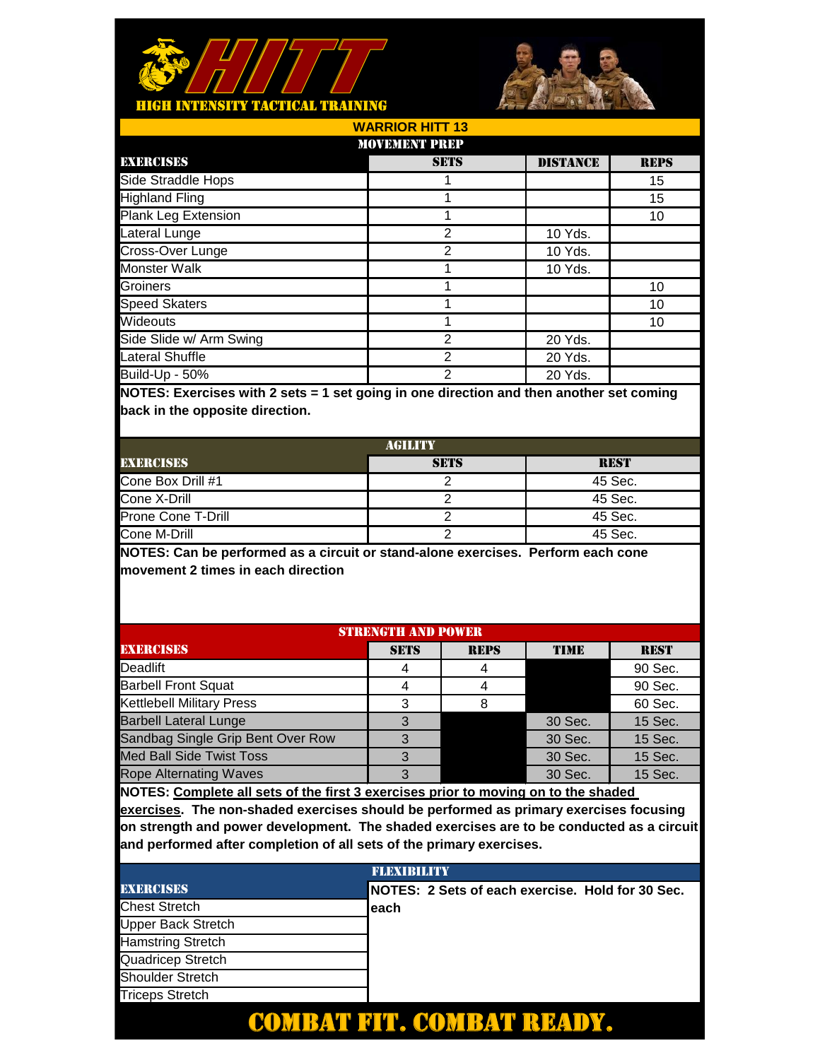# HITT

HIGH INTENSITY TACTICAL TRAINING

## WARRIOR HITT 13

### MOVEMENT PREP

| EXERCISES | SETS | DISTANCE | REPS |
|---|---|---|---|
| Side Straddle Hops | 1 | | 15 |
| Highland Fling | 1 | | 15 |
| Plank Leg Extension | 1 | | 10 |
| Lateral Lunge | 2 | 10 Yds. | |
| Cross-Over Lunge | 2 | 10 Yds. | |
| Monster Walk | 1 | 10 Yds. | |
| Groiners | 1 | | 10 |
| Speed Skaters | 1 | | 10 |
| Wideouts | 1 | | 10 |
| Side Slide w/ Arm Swing | 2 | 20 Yds. | |
| Lateral Shuffle | 2 | 20 Yds. | |
| Build-Up - 50% | 2 | 20 Yds. | |

**NOTES: Exercises with 2 sets = 1 set going in one direction and then another set coming back in the opposite direction.**

### AGILITY

| EXERCISES | SETS | REST |
|---|---|---|
| Cone Box Drill #1 | 2 | 45 Sec. |
| Cone X-Drill | 2 | 45 Sec. |
| Prone Cone T-Drill | 2 | 45 Sec. |
| Cone M-Drill | 2 | 45 Sec. |

**NOTES: Can be performed as a circuit or stand-alone exercises. Perform each cone movement 2 times in each direction**

### STRENGTH AND POWER

| EXERCISES | SETS | REPS | TIME | REST |
|---|---|---|---|---|
| Deadlift | 4 | 4 | | 90 Sec. |
| Barbell Front Squat | 4 | 4 | | 90 Sec. |
| Kettlebell Military Press | 3 | 8 | | 60 Sec. |
| Barbell Lateral Lunge | 3 | | 30 Sec. | 15 Sec. |
| Sandbag Single Grip Bent Over Row | 3 | | 30 Sec. | 15 Sec. |
| Med Ball Side Twist Toss | 3 | | 30 Sec. | 15 Sec. |
| Rope Alternating Waves | 3 | | 30 Sec. | 15 Sec. |

**NOTES: Complete all sets of the first 3 exercises prior to moving on to the shaded exercises. The non-shaded exercises should be performed as primary exercises focusing on strength and power development. The shaded exercises are to be conducted as a circuit and performed after completion of all sets of the primary exercises.**

### FLEXIBILITY

| EXERCISES |
|---|
| Chest Stretch |
| Upper Back Stretch |
| Hamstring Stretch |
| Quadricep Stretch |
| Shoulder Stretch |
| Triceps Stretch |

**NOTES: 2 Sets of each exercise. Hold for 30 Sec. each**

**COMBAT FIT. COMBAT READY.**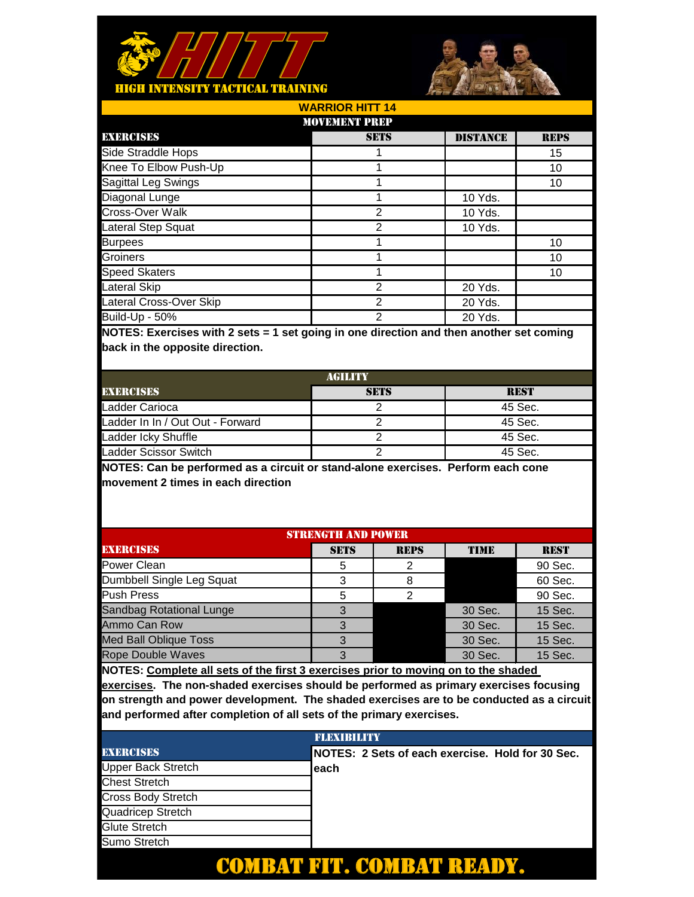# HITT

HIGH INTENSITY TACTICAL TRAINING

## WARRIOR HITT 14

### MOVEMENT PREP

| EXERCISES | SETS | DISTANCE | REPS |
|---|---|---|---|
| Side Straddle Hops | 1 | | 15 |
| Knee To Elbow Push-Up | 1 | | 10 |
| Sagittal Leg Swings | 1 | | 10 |
| Diagonal Lunge | 1 | 10 Yds. | |
| Cross-Over Walk | 2 | 10 Yds. | |
| Lateral Step Squat | 2 | 10 Yds. | |
| Burpees | 1 | | 10 |
| Groiners | 1 | | 10 |
| Speed Skaters | 1 | | 10 |
| Lateral Skip | 2 | 20 Yds. | |
| Lateral Cross-Over Skip | 2 | 20 Yds. | |
| Build-Up - 50% | 2 | 20 Yds. | |

**NOTES: Exercises with 2 sets = 1 set going in one direction and then another set coming back in the opposite direction.**

### AGILITY

| EXERCISES | SETS | REST |
|---|---|---|
| Ladder Carioca | 2 | 45 Sec. |
| Ladder In In / Out Out - Forward | 2 | 45 Sec. |
| Ladder Icky Shuffle | 2 | 45 Sec. |
| Ladder Scissor Switch | 2 | 45 Sec. |

**NOTES: Can be performed as a circuit or stand-alone exercises. Perform each cone movement 2 times in each direction**

### STRENGTH AND POWER

| EXERCISES | SETS | REPS | TIME | REST |
|---|---|---|---|---|
| Power Clean | 5 | 2 | | 90 Sec. |
| Dumbbell Single Leg Squat | 3 | 8 | | 60 Sec. |
| Push Press | 5 | 2 | | 90 Sec. |
| Sandbag Rotational Lunge | 3 | | 30 Sec. | 15 Sec. |
| Ammo Can Row | 3 | | 30 Sec. | 15 Sec. |
| Med Ball Oblique Toss | 3 | | 30 Sec. | 15 Sec. |
| Rope Double Waves | 3 | | 30 Sec. | 15 Sec. |

**NOTES: Complete all sets of the first 3 exercises prior to moving on to the shaded exercises. The non-shaded exercises should be performed as primary exercises focusing on strength and power development. The shaded exercises are to be conducted as a circuit and performed after completion of all sets of the primary exercises.**

### FLEXIBILITY

| EXERCISES |
|---|
| Upper Back Stretch |
| Chest Stretch |
| Cross Body Stretch |
| Quadricep Stretch |
| Glute Stretch |
| Sumo Stretch |

**NOTES: 2 Sets of each exercise. Hold for 30 Sec. each**

**COMBAT FIT. COMBAT READY.**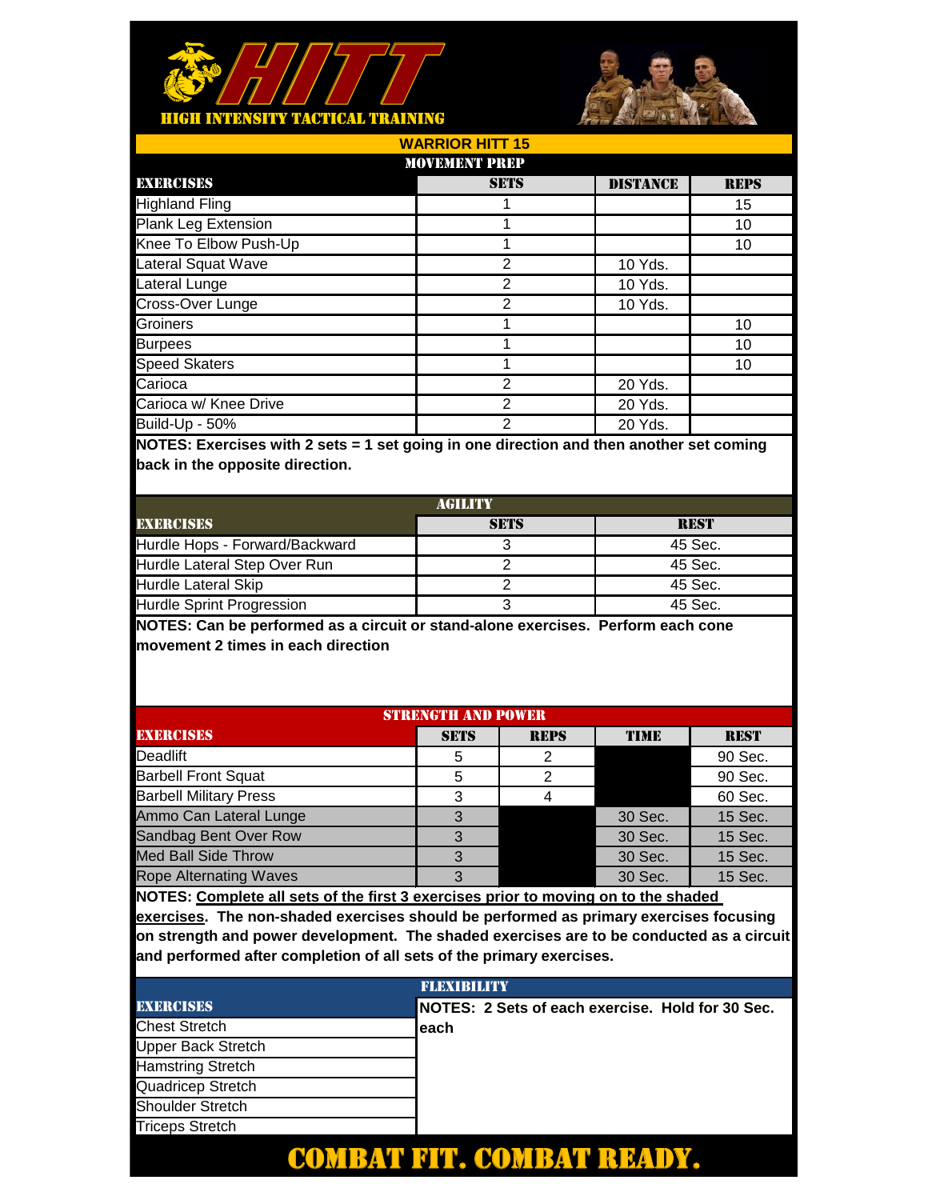# HITT

**HIGH INTENSITY TACTICAL TRAINING**

## WARRIOR HITT 15

### MOVEMENT PREP

| EXERCISES | SETS | DISTANCE | REPS |
|---|---|---|---|
| Highland Fling | 1 | | 15 |
| Plank Leg Extension | 1 | | 10 |
| Knee To Elbow Push-Up | 1 | | 10 |
| Lateral Squat Wave | 2 | 10 Yds. | |
| Lateral Lunge | 2 | 10 Yds. | |
| Cross-Over Lunge | 2 | 10 Yds. | |
| Groiners | 1 | | 10 |
| Burpees | 1 | | 10 |
| Speed Skaters | 1 | | 10 |
| Carioca | 2 | 20 Yds. | |
| Carioca w/ Knee Drive | 2 | 20 Yds. | |
| Build-Up - 50% | 2 | 20 Yds. | |

**NOTES: Exercises with 2 sets = 1 set going in one direction and then another set coming back in the opposite direction.**

### AGILITY

| EXERCISES | SETS | REST |
|---|---|---|
| Hurdle Hops - Forward/Backward | 3 | 45 Sec. |
| Hurdle Lateral Step Over Run | 2 | 45 Sec. |
| Hurdle Lateral Skip | 2 | 45 Sec. |
| Hurdle Sprint Progression | 3 | 45 Sec. |

**NOTES: Can be performed as a circuit or stand-alone exercises. Perform each cone movement 2 times in each direction**

### STRENGTH AND POWER

| EXERCISES | SETS | REPS | TIME | REST |
|---|---|---|---|---|
| Deadlift | 5 | 2 | | 90 Sec. |
| Barbell Front Squat | 5 | 2 | | 90 Sec. |
| Barbell Military Press | 3 | 4 | | 60 Sec. |
| Ammo Can Lateral Lunge | 3 | | 30 Sec. | 15 Sec. |
| Sandbag Bent Over Row | 3 | | 30 Sec. | 15 Sec. |
| Med Ball Side Throw | 3 | | 30 Sec. | 15 Sec. |
| Rope Alternating Waves | 3 | | 30 Sec. | 15 Sec. |

**NOTES: Complete all sets of the first 3 exercises prior to moving on to the shaded exercises. The non-shaded exercises should be performed as primary exercises focusing on strength and power development. The shaded exercises are to be conducted as a circuit and performed after completion of all sets of the primary exercises.**

### FLEXIBILITY

| EXERCISES | NOTES: 2 Sets of each exercise. Hold for 30 Sec. each |
|---|---|
| Chest Stretch | |
| Upper Back Stretch | |
| Hamstring Stretch | |
| Quadricep Stretch | |
| Shoulder Stretch | |
| Triceps Stretch | |

**COMBAT FIT. COMBAT READY.**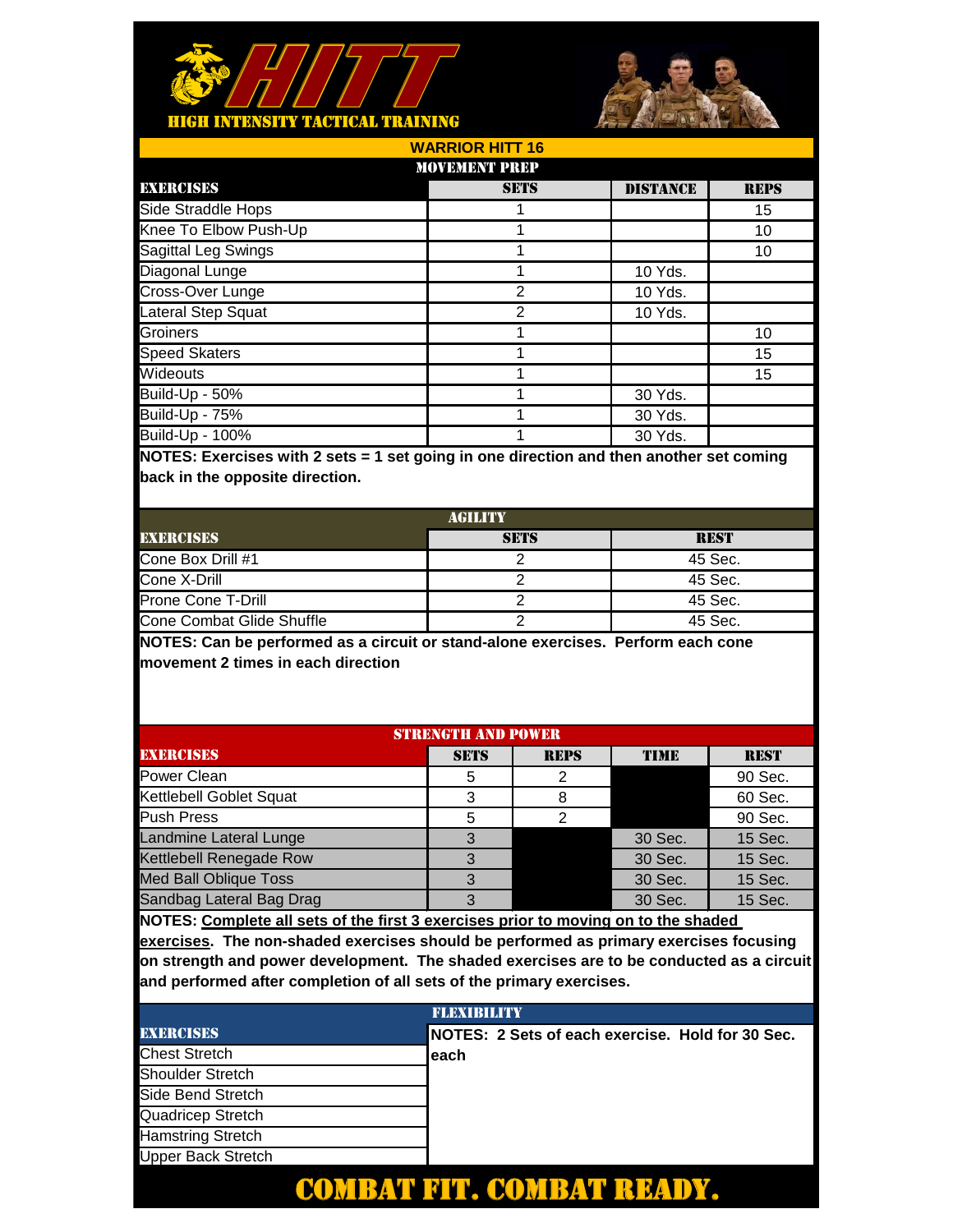# HITT

**HIGH INTENSITY TACTICAL TRAINING**

## WARRIOR HITT 16

### MOVEMENT PREP

| EXERCISES | SETS | DISTANCE | REPS |
|---|---|---|---|
| Side Straddle Hops | 1 | | 15 |
| Knee To Elbow Push-Up | 1 | | 10 |
| Sagittal Leg Swings | 1 | | 10 |
| Diagonal Lunge | 1 | 10 Yds. | |
| Cross-Over Lunge | 2 | 10 Yds. | |
| Lateral Step Squat | 2 | 10 Yds. | |
| Groiners | 1 | | 10 |
| Speed Skaters | 1 | | 15 |
| Wideouts | 1 | | 15 |
| Build-Up - 50% | 1 | 30 Yds. | |
| Build-Up - 75% | 1 | 30 Yds. | |
| Build-Up - 100% | 1 | 30 Yds. | |

**NOTES: Exercises with 2 sets = 1 set going in one direction and then another set coming back in the opposite direction.**

### AGILITY

| EXERCISES | SETS | REST |
|---|---|---|
| Cone Box Drill #1 | 2 | 45 Sec. |
| Cone X-Drill | 2 | 45 Sec. |
| Prone Cone T-Drill | 2 | 45 Sec. |
| Cone Combat Glide Shuffle | 2 | 45 Sec. |

**NOTES: Can be performed as a circuit or stand-alone exercises. Perform each cone movement 2 times in each direction**

### STRENGTH AND POWER

| EXERCISES | SETS | REPS | TIME | REST |
|---|---|---|---|---|
| Power Clean | 5 | 2 | | 90 Sec. |
| Kettlebell Goblet Squat | 3 | 8 | | 60 Sec. |
| Push Press | 5 | 2 | | 90 Sec. |
| Landmine Lateral Lunge | 3 | | 30 Sec. | 15 Sec. |
| Kettlebell Renegade Row | 3 | | 30 Sec. | 15 Sec. |
| Med Ball Oblique Toss | 3 | | 30 Sec. | 15 Sec. |
| Sandbag Lateral Bag Drag | 3 | | 30 Sec. | 15 Sec. |

**NOTES: Complete all sets of the first 3 exercises prior to moving on to the shaded exercises. The non-shaded exercises should be performed as primary exercises focusing on strength and power development. The shaded exercises are to be conducted as a circuit and performed after completion of all sets of the primary exercises.**

### FLEXIBILITY

| EXERCISES |
|---|
| Chest Stretch |
| Shoulder Stretch |
| Side Bend Stretch |
| Quadricep Stretch |
| Hamstring Stretch |
| Upper Back Stretch |

**NOTES: 2 Sets of each exercise. Hold for 30 Sec. each**

**COMBAT FIT. COMBAT READY.**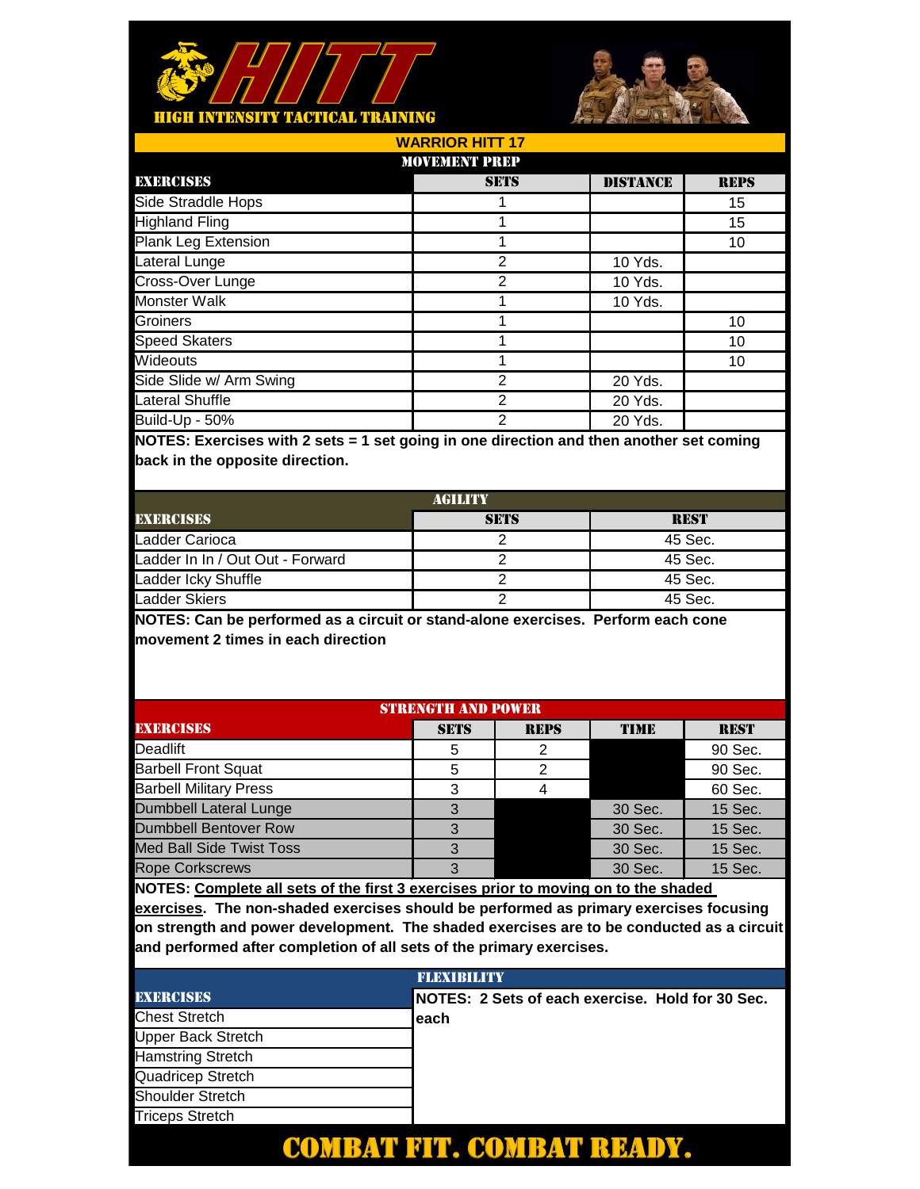# HITT

HIGH INTENSITY TACTICAL TRAINING

## WARRIOR HITT 17

### MOVEMENT PREP

| EXERCISES | SETS | DISTANCE | REPS |
|---|---|---|---|
| Side Straddle Hops | 1 | | 15 |
| Highland Fling | 1 | | 15 |
| Plank Leg Extension | 1 | | 10 |
| Lateral Lunge | 2 | 10 Yds. | |
| Cross-Over Lunge | 2 | 10 Yds. | |
| Monster Walk | 1 | 10 Yds. | |
| Groiners | 1 | | 10 |
| Speed Skaters | 1 | | 10 |
| Wideouts | 1 | | 10 |
| Side Slide w/ Arm Swing | 2 | 20 Yds. | |
| Lateral Shuffle | 2 | 20 Yds. | |
| Build-Up - 50% | 2 | 20 Yds. | |

**NOTES: Exercises with 2 sets = 1 set going in one direction and then another set coming back in the opposite direction.**

### AGILITY

| EXERCISES | SETS | REST |
|---|---|---|
| Ladder Carioca | 2 | 45 Sec. |
| Ladder In In / Out Out - Forward | 2 | 45 Sec. |
| Ladder Icky Shuffle | 2 | 45 Sec. |
| Ladder Skiers | 2 | 45 Sec. |

**NOTES: Can be performed as a circuit or stand-alone exercises. Perform each cone movement 2 times in each direction**

### STRENGTH AND POWER

| EXERCISES | SETS | REPS | TIME | REST |
|---|---|---|---|---|
| Deadlift | 5 | 2 | | 90 Sec. |
| Barbell Front Squat | 5 | 2 | | 90 Sec. |
| Barbell Military Press | 3 | 4 | | 60 Sec. |
| Dumbbell Lateral Lunge | 3 | | 30 Sec. | 15 Sec. |
| Dumbbell Bentover Row | 3 | | 30 Sec. | 15 Sec. |
| Med Ball Side Twist Toss | 3 | | 30 Sec. | 15 Sec. |
| Rope Corkscrews | 3 | | 30 Sec. | 15 Sec. |

**NOTES: Complete all sets of the first 3 exercises prior to moving on to the shaded exercises. The non-shaded exercises should be performed as primary exercises focusing on strength and power development. The shaded exercises are to be conducted as a circuit and performed after completion of all sets of the primary exercises.**

### FLEXIBILITY

| EXERCISES |
|---|
| Chest Stretch |
| Upper Back Stretch |
| Hamstring Stretch |
| Quadricep Stretch |
| Shoulder Stretch |
| Triceps Stretch |

**NOTES: 2 Sets of each exercise. Hold for 30 Sec. each**

**COMBAT FIT. COMBAT READY.**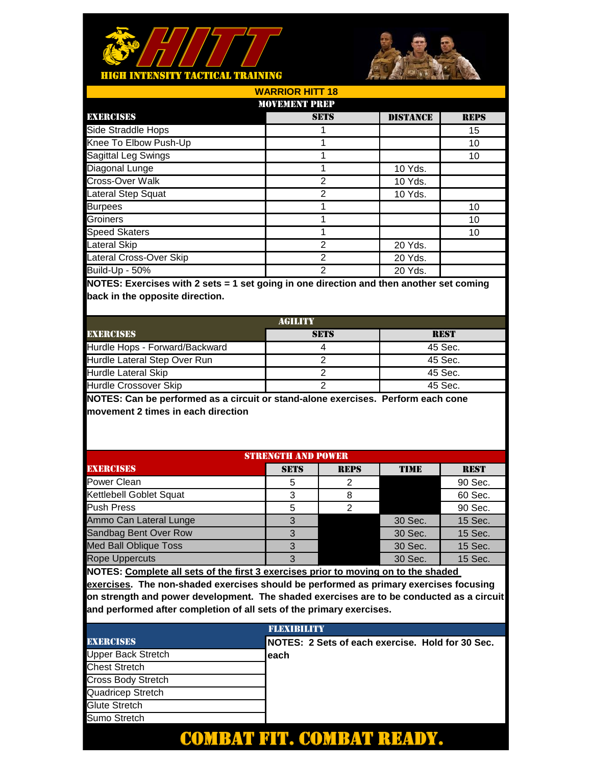# HITT

HIGH INTENSITY TACTICAL TRAINING

## WARRIOR HITT 18

### MOVEMENT PREP

| EXERCISES | SETS | DISTANCE | REPS |
|---|---|---|---|
| Side Straddle Hops | 1 | | 15 |
| Knee To Elbow Push-Up | 1 | | 10 |
| Sagittal Leg Swings | 1 | | 10 |
| Diagonal Lunge | 1 | 10 Yds. | |
| Cross-Over Walk | 2 | 10 Yds. | |
| Lateral Step Squat | 2 | 10 Yds. | |
| Burpees | 1 | | 10 |
| Groiners | 1 | | 10 |
| Speed Skaters | 1 | | 10 |
| Lateral Skip | 2 | 20 Yds. | |
| Lateral Cross-Over Skip | 2 | 20 Yds. | |
| Build-Up - 50% | 2 | 20 Yds. | |

**NOTES: Exercises with 2 sets = 1 set going in one direction and then another set coming back in the opposite direction.**

### AGILITY

| EXERCISES | SETS | REST |
|---|---|---|
| Hurdle Hops - Forward/Backward | 4 | 45 Sec. |
| Hurdle Lateral Step Over Run | 2 | 45 Sec. |
| Hurdle Lateral Skip | 2 | 45 Sec. |
| Hurdle Crossover Skip | 2 | 45 Sec. |

**NOTES: Can be performed as a circuit or stand-alone exercises. Perform each cone movement 2 times in each direction**

### STRENGTH AND POWER

| EXERCISES | SETS | REPS | TIME | REST |
|---|---|---|---|---|
| Power Clean | 5 | 2 | | 90 Sec. |
| Kettlebell Goblet Squat | 3 | 8 | | 60 Sec. |
| Push Press | 5 | 2 | | 90 Sec. |
| Ammo Can Lateral Lunge | 3 | | 30 Sec. | 15 Sec. |
| Sandbag Bent Over Row | 3 | | 30 Sec. | 15 Sec. |
| Med Ball Oblique Toss | 3 | | 30 Sec. | 15 Sec. |
| Rope Uppercuts | 3 | | 30 Sec. | 15 Sec. |

**NOTES: Complete all sets of the first 3 exercises prior to moving on to the shaded exercises. The non-shaded exercises should be performed as primary exercises focusing on strength and power development. The shaded exercises are to be conducted as a circuit and performed after completion of all sets of the primary exercises.**

### FLEXIBILITY

| EXERCISES | |
|---|---|
| Upper Back Stretch | **NOTES: 2 Sets of each exercise. Hold for 30 Sec. each** |
| Chest Stretch | |
| Cross Body Stretch | |
| Quadricep Stretch | |
| Glute Stretch | |
| Sumo Stretch | |

**COMBAT FIT. COMBAT READY.**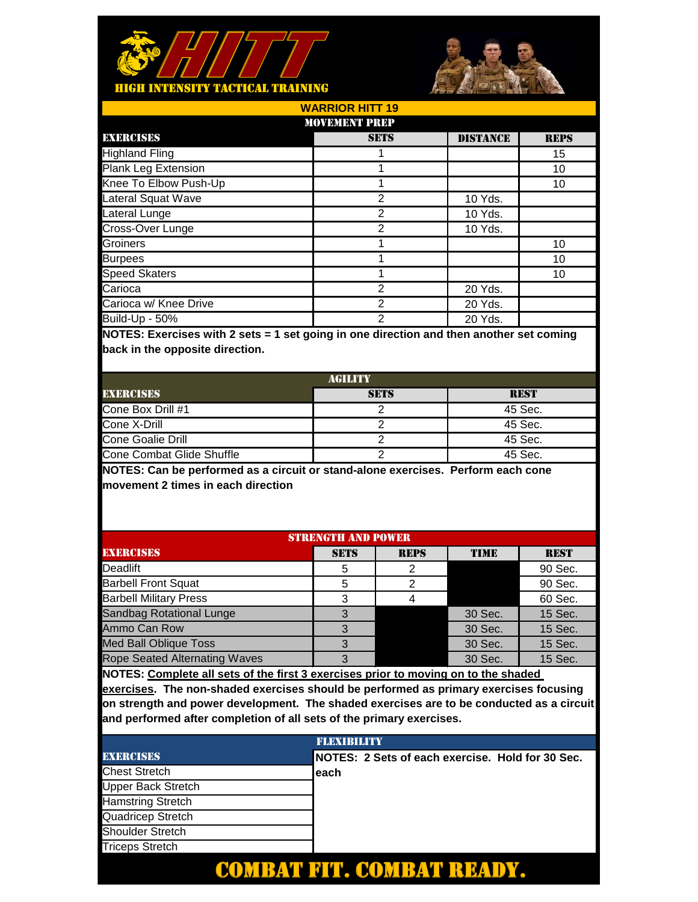# HITT

HIGH INTENSITY TACTICAL TRAINING

## WARRIOR HITT 19

### MOVEMENT PREP

| EXERCISES | SETS | DISTANCE | REPS |
|---|---|---|---|
| Highland Fling | 1 | | 15 |
| Plank Leg Extension | 1 | | 10 |
| Knee To Elbow Push-Up | 1 | | 10 |
| Lateral Squat Wave | 2 | 10 Yds. | |
| Lateral Lunge | 2 | 10 Yds. | |
| Cross-Over Lunge | 2 | 10 Yds. | |
| Groiners | 1 | | 10 |
| Burpees | 1 | | 10 |
| Speed Skaters | 1 | | 10 |
| Carioca | 2 | 20 Yds. | |
| Carioca w/ Knee Drive | 2 | 20 Yds. | |
| Build-Up - 50% | 2 | 20 Yds. | |

**NOTES: Exercises with 2 sets = 1 set going in one direction and then another set coming back in the opposite direction.**

### AGILITY

| EXERCISES | SETS | REST |
|---|---|---|
| Cone Box Drill #1 | 2 | 45 Sec. |
| Cone X-Drill | 2 | 45 Sec. |
| Cone Goalie Drill | 2 | 45 Sec. |
| Cone Combat Glide Shuffle | 2 | 45 Sec. |

**NOTES: Can be performed as a circuit or stand-alone exercises. Perform each cone movement 2 times in each direction**

### STRENGTH AND POWER

| EXERCISES | SETS | REPS | TIME | REST |
|---|---|---|---|---|
| Deadlift | 5 | 2 | | 90 Sec. |
| Barbell Front Squat | 5 | 2 | | 90 Sec. |
| Barbell Military Press | 3 | 4 | | 60 Sec. |
| Sandbag Rotational Lunge | 3 | | 30 Sec. | 15 Sec. |
| Ammo Can Row | 3 | | 30 Sec. | 15 Sec. |
| Med Ball Oblique Toss | 3 | | 30 Sec. | 15 Sec. |
| Rope Seated Alternating Waves | 3 | | 30 Sec. | 15 Sec. |

**NOTES: <u>Complete all sets of the first 3 exercises prior to moving on to the shaded exercises</u>. The non-shaded exercises should be performed as primary exercises focusing on strength and power development. The shaded exercises are to be conducted as a circuit and performed after completion of all sets of the primary exercises.**

### FLEXIBILITY

| EXERCISES | NOTES: 2 Sets of each exercise. Hold for 30 Sec. each |
|---|---|
| Chest Stretch | |
| Upper Back Stretch | |
| Hamstring Stretch | |
| Quadricep Stretch | |
| Shoulder Stretch | |
| Triceps Stretch | |

**COMBAT FIT. COMBAT READY.**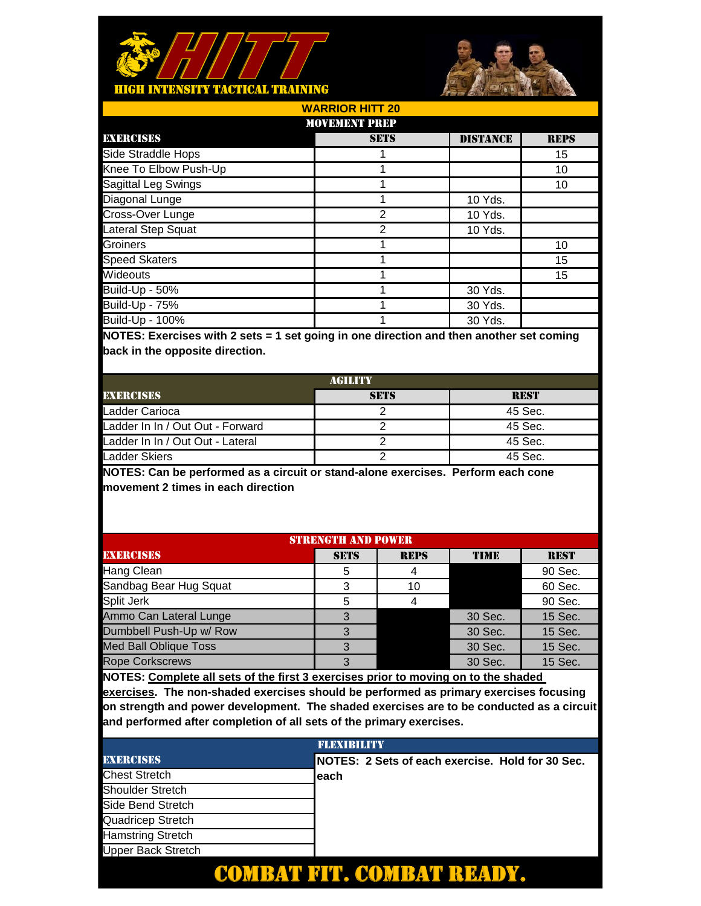# HITT

**HIGH INTENSITY TACTICAL TRAINING**

## WARRIOR HITT 20

### MOVEMENT PREP

| EXERCISES | SETS | DISTANCE | REPS |
|---|---|---|---|
| Side Straddle Hops | 1 | | 15 |
| Knee To Elbow Push-Up | 1 | | 10 |
| Sagittal Leg Swings | 1 | | 10 |
| Diagonal Lunge | 1 | 10 Yds. | |
| Cross-Over Lunge | 2 | 10 Yds. | |
| Lateral Step Squat | 2 | 10 Yds. | |
| Groiners | 1 | | 10 |
| Speed Skaters | 1 | | 15 |
| Wideouts | 1 | | 15 |
| Build-Up - 50% | 1 | 30 Yds. | |
| Build-Up - 75% | 1 | 30 Yds. | |
| Build-Up - 100% | 1 | 30 Yds. | |

**NOTES: Exercises with 2 sets = 1 set going in one direction and then another set coming back in the opposite direction.**

### AGILITY

| EXERCISES | SETS | REST |
|---|---|---|
| Ladder Carioca | 2 | 45 Sec. |
| Ladder In In / Out Out - Forward | 2 | 45 Sec. |
| Ladder In In / Out Out - Lateral | 2 | 45 Sec. |
| Ladder Skiers | 2 | 45 Sec. |

**NOTES: Can be performed as a circuit or stand-alone exercises. Perform each cone movement 2 times in each direction**

### STRENGTH AND POWER

| EXERCISES | SETS | REPS | TIME | REST |
|---|---|---|---|---|
| Hang Clean | 5 | 4 | | 90 Sec. |
| Sandbag Bear Hug Squat | 3 | 10 | | 60 Sec. |
| Split Jerk | 5 | 4 | | 90 Sec. |
| Ammo Can Lateral Lunge | 3 | | 30 Sec. | 15 Sec. |
| Dumbbell Push-Up w/ Row | 3 | | 30 Sec. | 15 Sec. |
| Med Ball Oblique Toss | 3 | | 30 Sec. | 15 Sec. |
| Rope Corkscrews | 3 | | 30 Sec. | 15 Sec. |

**NOTES: Complete all sets of the first 3 exercises prior to moving on to the shaded exercises. The non-shaded exercises should be performed as primary exercises focusing on strength and power development. The shaded exercises are to be conducted as a circuit and performed after completion of all sets of the primary exercises.**

### FLEXIBILITY

| EXERCISES | NOTES: 2 Sets of each exercise. Hold for 30 Sec. each |
|---|---|
| Chest Stretch | |
| Shoulder Stretch | |
| Side Bend Stretch | |
| Quadricep Stretch | |
| Hamstring Stretch | |
| Upper Back Stretch | |

**COMBAT FIT. COMBAT READY.**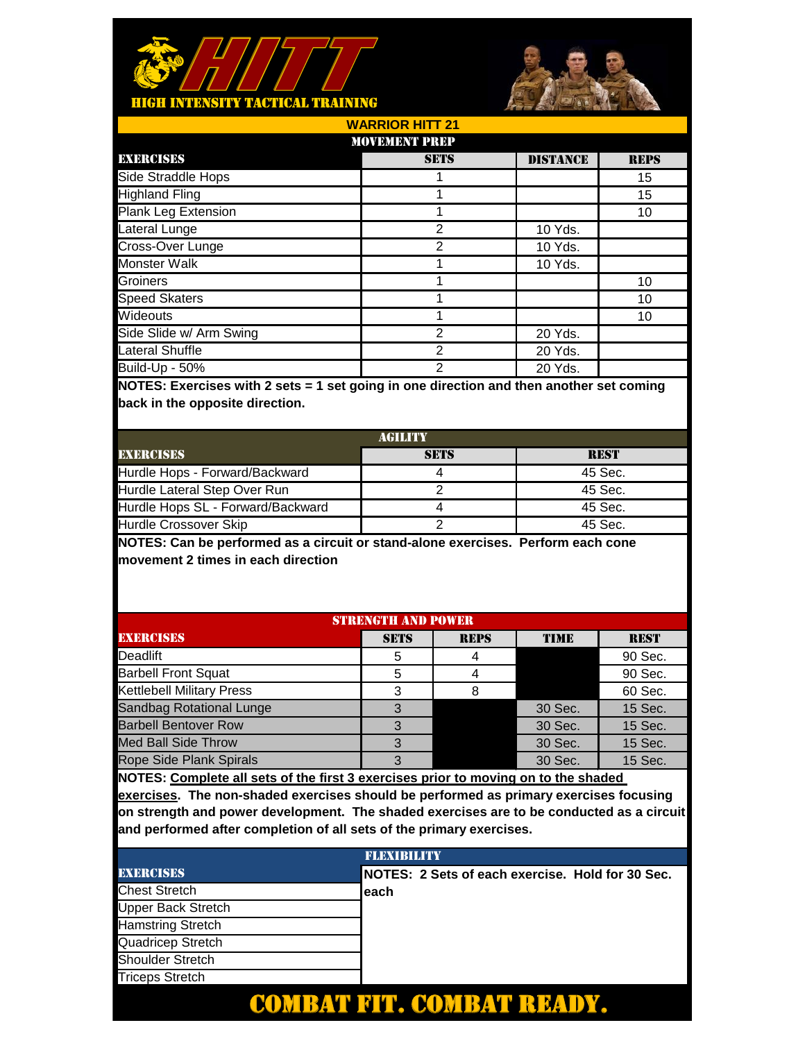# HITT

## HIGH INTENSITY TACTICAL TRAINING

## WARRIOR HITT 21

### MOVEMENT PREP

| EXERCISES | SETS | DISTANCE | REPS |
|---|---|---|---|
| Side Straddle Hops | 1 | | 15 |
| Highland Fling | 1 | | 15 |
| Plank Leg Extension | 1 | | 10 |
| Lateral Lunge | 2 | 10 Yds. | |
| Cross-Over Lunge | 2 | 10 Yds. | |
| Monster Walk | 1 | 10 Yds. | |
| Groiners | 1 | | 10 |
| Speed Skaters | 1 | | 10 |
| Wideouts | 1 | | 10 |
| Side Slide w/ Arm Swing | 2 | 20 Yds. | |
| Lateral Shuffle | 2 | 20 Yds. | |
| Build-Up - 50% | 2 | 20 Yds. | |

**NOTES: Exercises with 2 sets = 1 set going in one direction and then another set coming back in the opposite direction.**

### AGILITY

| EXERCISES | SETS | REST |
|---|---|---|
| Hurdle Hops - Forward/Backward | 4 | 45 Sec. |
| Hurdle Lateral Step Over Run | 2 | 45 Sec. |
| Hurdle Hops SL - Forward/Backward | 4 | 45 Sec. |
| Hurdle Crossover Skip | 2 | 45 Sec. |

**NOTES: Can be performed as a circuit or stand-alone exercises. Perform each cone movement 2 times in each direction**

### STRENGTH AND POWER

| EXERCISES | SETS | REPS | TIME | REST |
|---|---|---|---|---|
| Deadlift | 5 | 4 | | 90 Sec. |
| Barbell Front Squat | 5 | 4 | | 90 Sec. |
| Kettlebell Military Press | 3 | 8 | | 60 Sec. |
| Sandbag Rotational Lunge | 3 | | 30 Sec. | 15 Sec. |
| Barbell Bentover Row | 3 | | 30 Sec. | 15 Sec. |
| Med Ball Side Throw | 3 | | 30 Sec. | 15 Sec. |
| Rope Side Plank Spirals | 3 | | 30 Sec. | 15 Sec. |

**NOTES: Complete all sets of the first 3 exercises prior to moving on to the shaded exercises. The non-shaded exercises should be performed as primary exercises focusing on strength and power development. The shaded exercises are to be conducted as a circuit and performed after completion of all sets of the primary exercises.**

### FLEXIBILITY

| EXERCISES |
|---|
| Chest Stretch |
| Upper Back Stretch |
| Hamstring Stretch |
| Quadricep Stretch |
| Shoulder Stretch |
| Triceps Stretch |

**NOTES: 2 Sets of each exercise. Hold for 30 Sec. each**

## COMBAT FIT. COMBAT READY.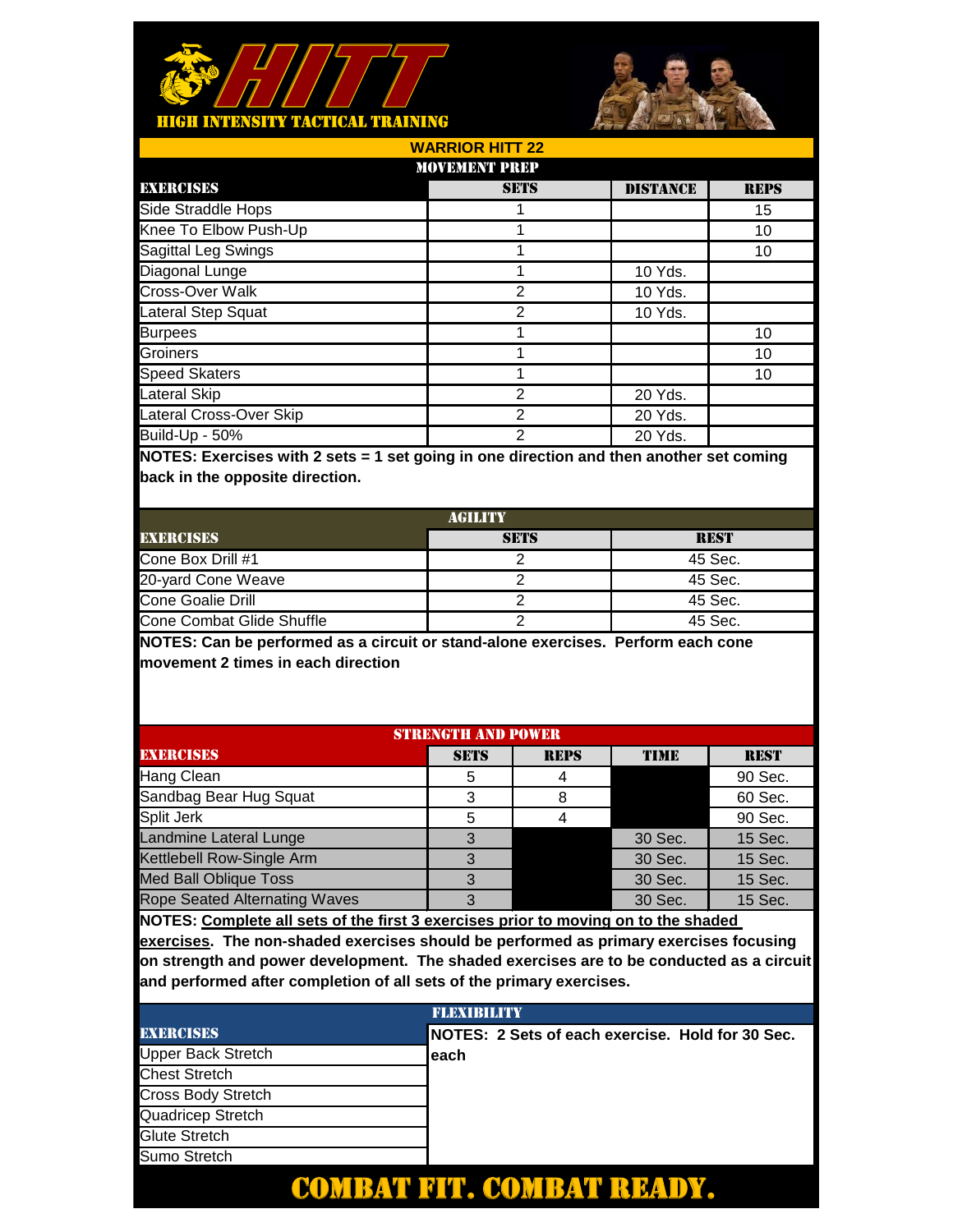# HITT

**HIGH INTENSITY TACTICAL TRAINING**

## WARRIOR HITT 22

### MOVEMENT PREP

| EXERCISES | SETS | DISTANCE | REPS |
|---|---|---|---|
| Side Straddle Hops | 1 | | 15 |
| Knee To Elbow Push-Up | 1 | | 10 |
| Sagittal Leg Swings | 1 | | 10 |
| Diagonal Lunge | 1 | 10 Yds. | |
| Cross-Over Walk | 2 | 10 Yds. | |
| Lateral Step Squat | 2 | 10 Yds. | |
| Burpees | 1 | | 10 |
| Groiners | 1 | | 10 |
| Speed Skaters | 1 | | 10 |
| Lateral Skip | 2 | 20 Yds. | |
| Lateral Cross-Over Skip | 2 | 20 Yds. | |
| Build-Up - 50% | 2 | 20 Yds. | |

**NOTES: Exercises with 2 sets = 1 set going in one direction and then another set coming back in the opposite direction.**

### AGILITY

| EXERCISES | SETS | REST |
|---|---|---|
| Cone Box Drill #1 | 2 | 45 Sec. |
| 20-yard Cone Weave | 2 | 45 Sec. |
| Cone Goalie Drill | 2 | 45 Sec. |
| Cone Combat Glide Shuffle | 2 | 45 Sec. |

**NOTES: Can be performed as a circuit or stand-alone exercises. Perform each cone movement 2 times in each direction**

### STRENGTH AND POWER

| EXERCISES | SETS | REPS | TIME | REST |
|---|---|---|---|---|
| Hang Clean | 5 | 4 | | 90 Sec. |
| Sandbag Bear Hug Squat | 3 | 8 | | 60 Sec. |
| Split Jerk | 5 | 4 | | 90 Sec. |
| Landmine Lateral Lunge | 3 | | 30 Sec. | 15 Sec. |
| Kettlebell Row-Single Arm | 3 | | 30 Sec. | 15 Sec. |
| Med Ball Oblique Toss | 3 | | 30 Sec. | 15 Sec. |
| Rope Seated Alternating Waves | 3 | | 30 Sec. | 15 Sec. |

**NOTES: Complete all sets of the first 3 exercises prior to moving on to the shaded exercises. The non-shaded exercises should be performed as primary exercises focusing on strength and power development. The shaded exercises are to be conducted as a circuit and performed after completion of all sets of the primary exercises.**

### FLEXIBILITY

| EXERCISES |
|---|
| Upper Back Stretch |
| Chest Stretch |
| Cross Body Stretch |
| Quadricep Stretch |
| Glute Stretch |
| Sumo Stretch |

**NOTES: 2 Sets of each exercise. Hold for 30 Sec. each**

**COMBAT FIT. COMBAT READY.**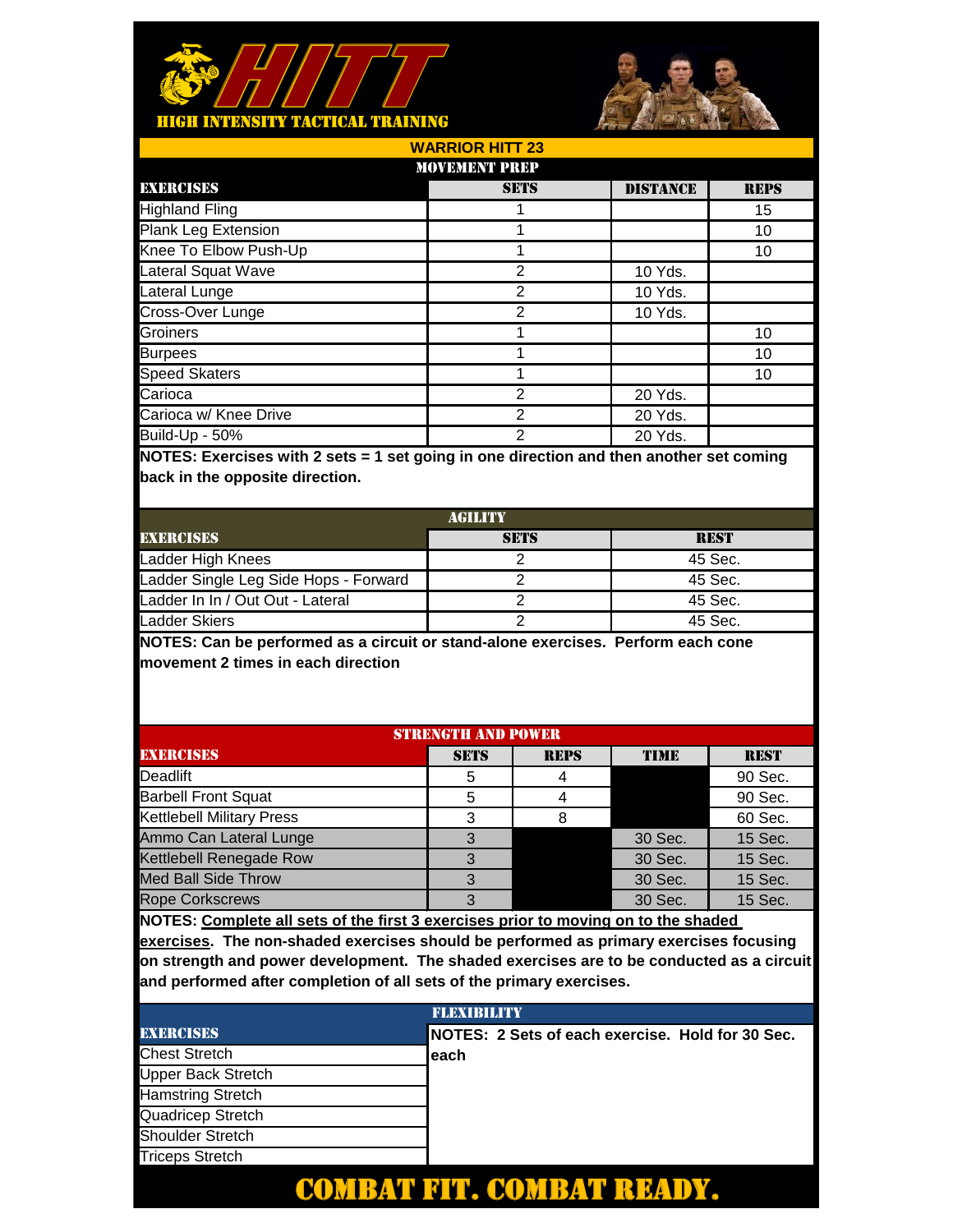# HITT

HIGH INTENSITY TACTICAL TRAINING

## WARRIOR HITT 23

### MOVEMENT PREP

| EXERCISES | SETS | DISTANCE | REPS |
|---|---|---|---|
| Highland Fling | 1 | | 15 |
| Plank Leg Extension | 1 | | 10 |
| Knee To Elbow Push-Up | 1 | | 10 |
| Lateral Squat Wave | 2 | 10 Yds. | |
| Lateral Lunge | 2 | 10 Yds. | |
| Cross-Over Lunge | 2 | 10 Yds. | |
| Groiners | 1 | | 10 |
| Burpees | 1 | | 10 |
| Speed Skaters | 1 | | 10 |
| Carioca | 2 | 20 Yds. | |
| Carioca w/ Knee Drive | 2 | 20 Yds. | |
| Build-Up - 50% | 2 | 20 Yds. | |

**NOTES: Exercises with 2 sets = 1 set going in one direction and then another set coming back in the opposite direction.**

### AGILITY

| EXERCISES | SETS | REST |
|---|---|---|
| Ladder High Knees | 2 | 45 Sec. |
| Ladder Single Leg Side Hops - Forward | 2 | 45 Sec. |
| Ladder In In / Out Out - Lateral | 2 | 45 Sec. |
| Ladder Skiers | 2 | 45 Sec. |

**NOTES: Can be performed as a circuit or stand-alone exercises. Perform each cone movement 2 times in each direction**

### STRENGTH AND POWER

| EXERCISES | SETS | REPS | TIME | REST |
|---|---|---|---|---|
| Deadlift | 5 | 4 | | 90 Sec. |
| Barbell Front Squat | 5 | 4 | | 90 Sec. |
| Kettlebell Military Press | 3 | 8 | | 60 Sec. |
| Ammo Can Lateral Lunge | 3 | | 30 Sec. | 15 Sec. |
| Kettlebell Renegade Row | 3 | | 30 Sec. | 15 Sec. |
| Med Ball Side Throw | 3 | | 30 Sec. | 15 Sec. |
| Rope Corkscrews | 3 | | 30 Sec. | 15 Sec. |

**NOTES: Complete all sets of the first 3 exercises prior to moving on to the shaded exercises. The non-shaded exercises should be performed as primary exercises focusing on strength and power development. The shaded exercises are to be conducted as a circuit and performed after completion of all sets of the primary exercises.**

### FLEXIBILITY

| EXERCISES | NOTES: 2 Sets of each exercise. Hold for 30 Sec. each |
|---|---|
| Chest Stretch | |
| Upper Back Stretch | |
| Hamstring Stretch | |
| Quadricep Stretch | |
| Shoulder Stretch | |
| Triceps Stretch | |

**COMBAT FIT. COMBAT READY.**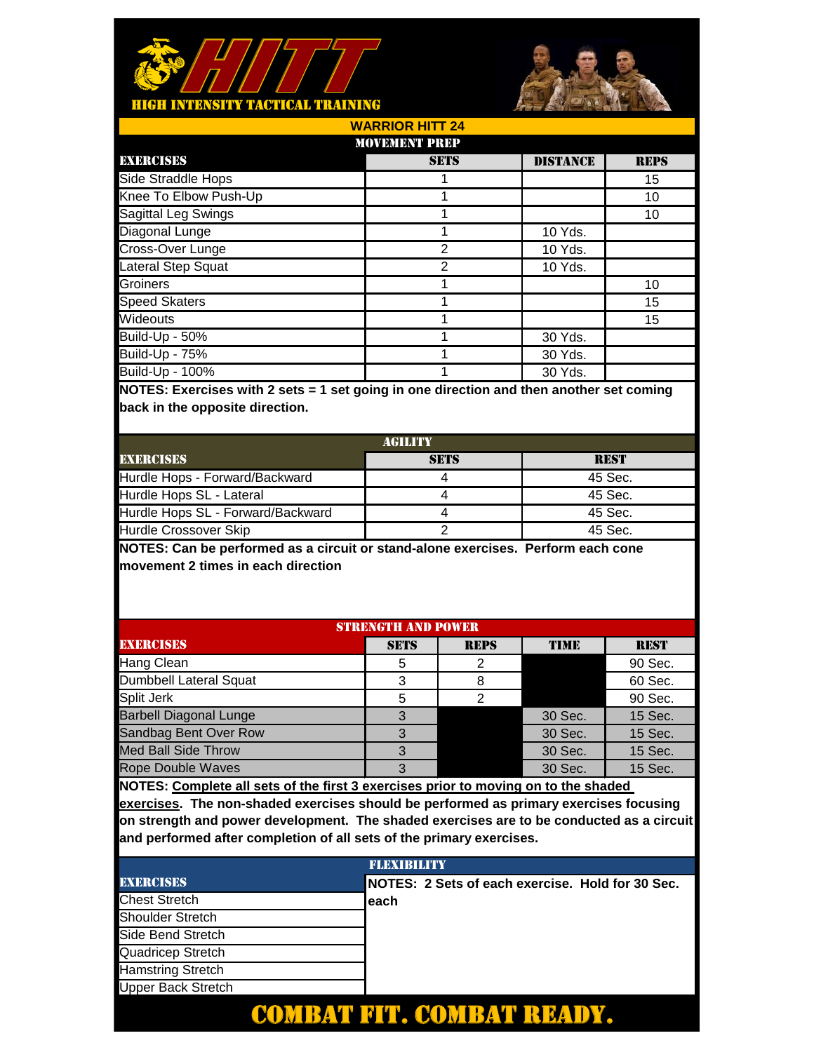# HITT

**HIGH INTENSITY TACTICAL TRAINING**

## WARRIOR HITT 24

### MOVEMENT PREP

| EXERCISES | SETS | DISTANCE | REPS |
|---|---|---|---|
| Side Straddle Hops | 1 | | 15 |
| Knee To Elbow Push-Up | 1 | | 10 |
| Sagittal Leg Swings | 1 | | 10 |
| Diagonal Lunge | 1 | 10 Yds. | |
| Cross-Over Lunge | 2 | 10 Yds. | |
| Lateral Step Squat | 2 | 10 Yds. | |
| Groiners | 1 | | 10 |
| Speed Skaters | 1 | | 15 |
| Wideouts | 1 | | 15 |
| Build-Up - 50% | 1 | 30 Yds. | |
| Build-Up - 75% | 1 | 30 Yds. | |
| Build-Up - 100% | 1 | 30 Yds. | |

**NOTES: Exercises with 2 sets = 1 set going in one direction and then another set coming back in the opposite direction.**

### AGILITY

| EXERCISES | SETS | REST |
|---|---|---|
| Hurdle Hops - Forward/Backward | 4 | 45 Sec. |
| Hurdle Hops SL - Lateral | 4 | 45 Sec. |
| Hurdle Hops SL - Forward/Backward | 4 | 45 Sec. |
| Hurdle Crossover Skip | 2 | 45 Sec. |

**NOTES: Can be performed as a circuit or stand-alone exercises. Perform each cone movement 2 times in each direction**

### STRENGTH AND POWER

| EXERCISES | SETS | REPS | TIME | REST |
|---|---|---|---|---|
| Hang Clean | 5 | 2 | | 90 Sec. |
| Dumbbell Lateral Squat | 3 | 8 | | 60 Sec. |
| Split Jerk | 5 | 2 | | 90 Sec. |
| Barbell Diagonal Lunge | 3 | | 30 Sec. | 15 Sec. |
| Sandbag Bent Over Row | 3 | | 30 Sec. | 15 Sec. |
| Med Ball Side Throw | 3 | | 30 Sec. | 15 Sec. |
| Rope Double Waves | 3 | | 30 Sec. | 15 Sec. |

**NOTES: Complete all sets of the first 3 exercises prior to moving on to the shaded exercises. The non-shaded exercises should be performed as primary exercises focusing on strength and power development. The shaded exercises are to be conducted as a circuit and performed after completion of all sets of the primary exercises.**

### FLEXIBILITY

| EXERCISES | NOTES: 2 Sets of each exercise. Hold for 30 Sec. each |
|---|---|
| Chest Stretch | |
| Shoulder Stretch | |
| Side Bend Stretch | |
| Quadricep Stretch | |
| Hamstring Stretch | |
| Upper Back Stretch | |

**COMBAT FIT. COMBAT READY.**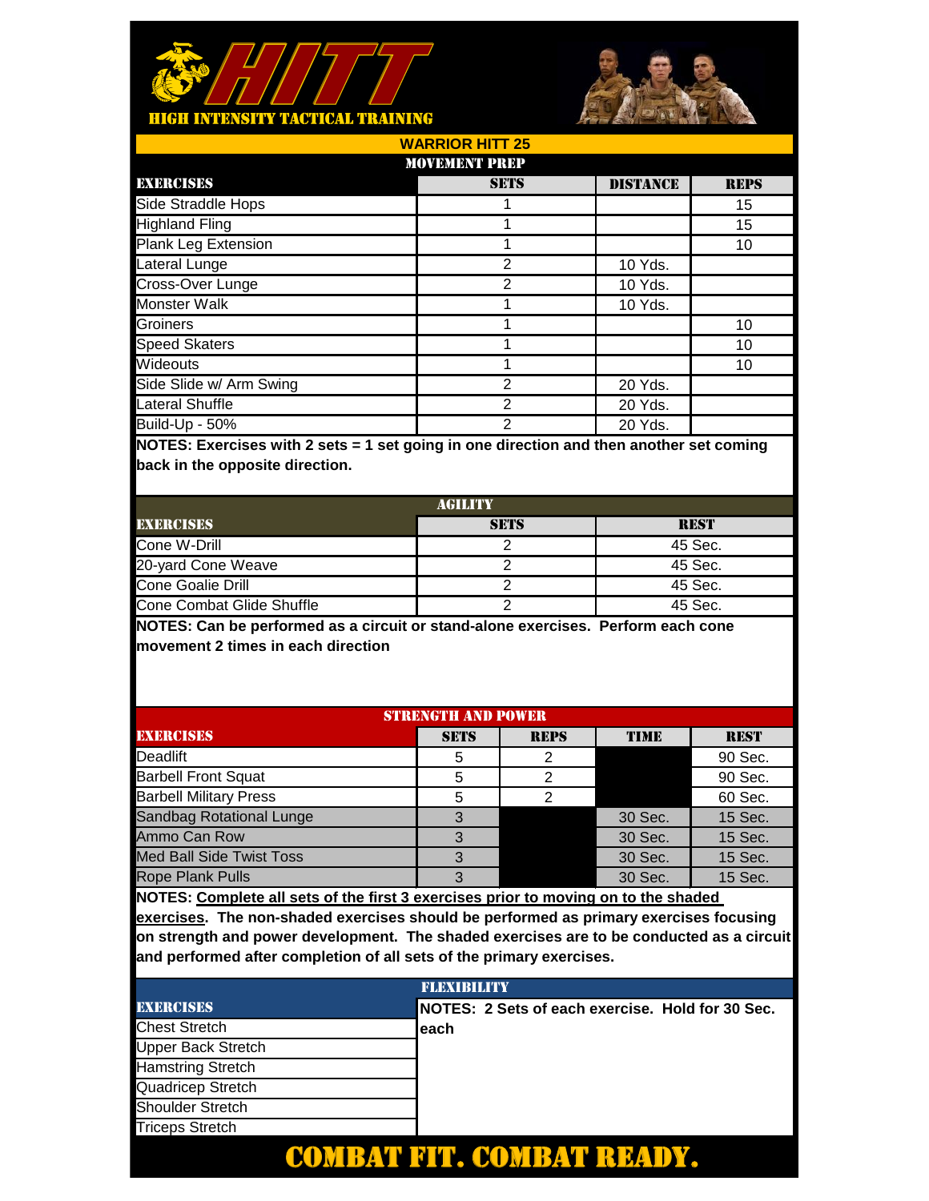# HITT

**HIGH INTENSITY TACTICAL TRAINING**

## WARRIOR HITT 25

### MOVEMENT PREP

| EXERCISES | SETS | DISTANCE | REPS |
|---|---|---|---|
| Side Straddle Hops | 1 | | 15 |
| Highland Fling | 1 | | 15 |
| Plank Leg Extension | 1 | | 10 |
| Lateral Lunge | 2 | 10 Yds. | |
| Cross-Over Lunge | 2 | 10 Yds. | |
| Monster Walk | 1 | 10 Yds. | |
| Groiners | 1 | | 10 |
| Speed Skaters | 1 | | 10 |
| Wideouts | 1 | | 10 |
| Side Slide w/ Arm Swing | 2 | 20 Yds. | |
| Lateral Shuffle | 2 | 20 Yds. | |
| Build-Up - 50% | 2 | 20 Yds. | |

**NOTES: Exercises with 2 sets = 1 set going in one direction and then another set coming back in the opposite direction.**

### AGILITY

| EXERCISES | SETS | REST |
|---|---|---|
| Cone W-Drill | 2 | 45 Sec. |
| 20-yard Cone Weave | 2 | 45 Sec. |
| Cone Goalie Drill | 2 | 45 Sec. |
| Cone Combat Glide Shuffle | 2 | 45 Sec. |

**NOTES: Can be performed as a circuit or stand-alone exercises. Perform each cone movement 2 times in each direction**

### STRENGTH AND POWER

| EXERCISES | SETS | REPS | TIME | REST |
|---|---|---|---|---|
| Deadlift | 5 | 2 | | 90 Sec. |
| Barbell Front Squat | 5 | 2 | | 90 Sec. |
| Barbell Military Press | 5 | 2 | | 60 Sec. |
| Sandbag Rotational Lunge | 3 | | 30 Sec. | 15 Sec. |
| Ammo Can Row | 3 | | 30 Sec. | 15 Sec. |
| Med Ball Side Twist Toss | 3 | | 30 Sec. | 15 Sec. |
| Rope Plank Pulls | 3 | | 30 Sec. | 15 Sec. |

**NOTES: Complete all sets of the first 3 exercises prior to moving on to the shaded exercises. The non-shaded exercises should be performed as primary exercises focusing on strength and power development. The shaded exercises are to be conducted as a circuit and performed after completion of all sets of the primary exercises.**

### FLEXIBILITY

| EXERCISES |
|---|
| Chest Stretch |
| Upper Back Stretch |
| Hamstring Stretch |
| Quadricep Stretch |
| Shoulder Stretch |
| Triceps Stretch |

**NOTES: 2 Sets of each exercise. Hold for 30 Sec. each**

**COMBAT FIT. COMBAT READY.**